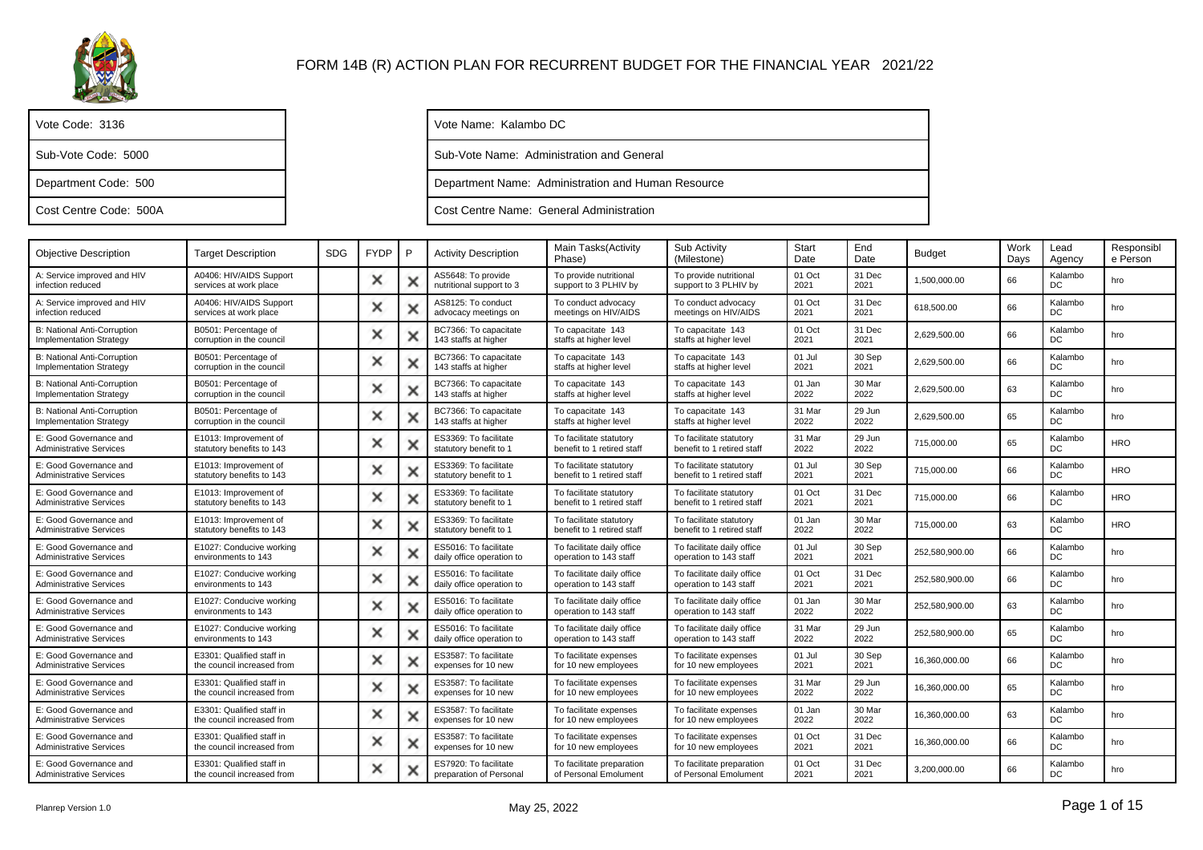# FORM 14B (R) ACTION PLAN FOR RECURRENT BUDGET FOR THE FINANCIAL YEAR 2021/22

| | |
|---|---|
| Vote Code: 3136 | Vote Name: Kalambo DC |
| Sub-Vote Code: 5000 | Sub-Vote Name: Administration and General |
| Department Code: 500 | Department Name: Administration and Human Resource |
| Cost Centre Code: 500A | Cost Centre Name: General Administration |

| Objective Description | Target Description | SDG | FYDP | P | Activity Description | Main Tasks(Activity Phase) | Sub Activity (Milestone) | Start Date | End Date | Budget | Work Days | Lead Agency | Responsible Person |
|---|---|---|---|---|---|---|---|---|---|---|---|---|---|
| A: Service improved and HIV infection reduced | A0406: HIV/AIDS Support services at work place | | ✕ | ✕ | AS5648: To provide nutritional support to 3 | To provide nutritional support to 3 PLHIV by | To provide nutritional support to 3 PLHIV by | 01 Oct 2021 | 31 Dec 2021 | 1,500,000.00 | 66 | Kalambo DC | hro |
| A: Service improved and HIV infection reduced | A0406: HIV/AIDS Support services at work place | | ✕ | ✕ | AS8125: To conduct advocacy meetings on | To conduct advocacy meetings on HIV/AIDS | To conduct advocacy meetings on HIV/AIDS | 01 Oct 2021 | 31 Dec 2021 | 618,500.00 | 66 | Kalambo DC | hro |
| B: National Anti-Corruption Implementation Strategy | B0501: Percentage of corruption in the council | | ✕ | ✕ | BC7366: To capacitate 143 staffs at higher | To capacitate 143 staffs at higher level | To capacitate 143 staffs at higher level | 01 Oct 2021 | 31 Dec 2021 | 2,629,500.00 | 66 | Kalambo DC | hro |
| B: National Anti-Corruption Implementation Strategy | B0501: Percentage of corruption in the council | | ✕ | ✕ | BC7366: To capacitate 143 staffs at higher | To capacitate 143 staffs at higher level | To capacitate 143 staffs at higher level | 01 Jul 2021 | 30 Sep 2021 | 2,629,500.00 | 66 | Kalambo DC | hro |
| B: National Anti-Corruption Implementation Strategy | B0501: Percentage of corruption in the council | | ✕ | ✕ | BC7366: To capacitate 143 staffs at higher | To capacitate 143 staffs at higher level | To capacitate 143 staffs at higher level | 01 Jan 2022 | 30 Mar 2022 | 2,629,500.00 | 63 | Kalambo DC | hro |
| B: National Anti-Corruption Implementation Strategy | B0501: Percentage of corruption in the council | | ✕ | ✕ | BC7366: To capacitate 143 staffs at higher | To capacitate 143 staffs at higher level | To capacitate 143 staffs at higher level | 31 Mar 2022 | 29 Jun 2022 | 2,629,500.00 | 65 | Kalambo DC | hro |
| E: Good Governance and Administrative Services | E1013: Improvement of statutory benefits to 143 | | ✕ | ✕ | ES3369: To facilitate statutory benefit to 1 | To facilitate statutory benefit to 1 retired staff | To facilitate statutory benefit to 1 retired staff | 31 Mar 2022 | 29 Jun 2022 | 715,000.00 | 65 | Kalambo DC | HRO |
| E: Good Governance and Administrative Services | E1013: Improvement of statutory benefits to 143 | | ✕ | ✕ | ES3369: To facilitate statutory benefit to 1 | To facilitate statutory benefit to 1 retired staff | To facilitate statutory benefit to 1 retired staff | 01 Jul 2021 | 30 Sep 2021 | 715,000.00 | 66 | Kalambo DC | HRO |
| E: Good Governance and Administrative Services | E1013: Improvement of statutory benefits to 143 | | ✕ | ✕ | ES3369: To facilitate statutory benefit to 1 | To facilitate statutory benefit to 1 retired staff | To facilitate statutory benefit to 1 retired staff | 01 Oct 2021 | 31 Dec 2021 | 715,000.00 | 66 | Kalambo DC | HRO |
| E: Good Governance and Administrative Services | E1013: Improvement of statutory benefits to 143 | | ✕ | ✕ | ES3369: To facilitate statutory benefit to 1 | To facilitate statutory benefit to 1 retired staff | To facilitate statutory benefit to 1 retired staff | 01 Jan 2022 | 30 Mar 2022 | 715,000.00 | 63 | Kalambo DC | HRO |
| E: Good Governance and Administrative Services | E1027: Conducive working environments to 143 | | ✕ | ✕ | ES5016: To facilitate daily office operation to | To facilitate daily office operation to 143 staff | To facilitate daily office operation to 143 staff | 01 Jul 2021 | 30 Sep 2021 | 252,580,900.00 | 66 | Kalambo DC | hro |
| E: Good Governance and Administrative Services | E1027: Conducive working environments to 143 | | ✕ | ✕ | ES5016: To facilitate daily office operation to | To facilitate daily office operation to 143 staff | To facilitate daily office operation to 143 staff | 01 Oct 2021 | 31 Dec 2021 | 252,580,900.00 | 66 | Kalambo DC | hro |
| E: Good Governance and Administrative Services | E1027: Conducive working environments to 143 | | ✕ | ✕ | ES5016: To facilitate daily office operation to | To facilitate daily office operation to 143 staff | To facilitate daily office operation to 143 staff | 01 Jan 2022 | 30 Mar 2022 | 252,580,900.00 | 63 | Kalambo DC | hro |
| E: Good Governance and Administrative Services | E1027: Conducive working environments to 143 | | ✕ | ✕ | ES5016: To facilitate daily office operation to | To facilitate daily office operation to 143 staff | To facilitate daily office operation to 143 staff | 31 Mar 2022 | 29 Jun 2022 | 252,580,900.00 | 65 | Kalambo DC | hro |
| E: Good Governance and Administrative Services | E3301: Qualified staff in the council increased from | | ✕ | ✕ | ES3587: To facilitate expenses for 10 new | To facilitate expenses for 10 new employees | To facilitate expenses for 10 new employees | 01 Jul 2021 | 30 Sep 2021 | 16,360,000.00 | 66 | Kalambo DC | hro |
| E: Good Governance and Administrative Services | E3301: Qualified staff in the council increased from | | ✕ | ✕ | ES3587: To facilitate expenses for 10 new | To facilitate expenses for 10 new employees | To facilitate expenses for 10 new employees | 31 Mar 2022 | 29 Jun 2022 | 16,360,000.00 | 65 | Kalambo DC | hro |
| E: Good Governance and Administrative Services | E3301: Qualified staff in the council increased from | | ✕ | ✕ | ES3587: To facilitate expenses for 10 new | To facilitate expenses for 10 new employees | To facilitate expenses for 10 new employees | 01 Jan 2022 | 30 Mar 2022 | 16,360,000.00 | 63 | Kalambo DC | hro |
| E: Good Governance and Administrative Services | E3301: Qualified staff in the council increased from | | ✕ | ✕ | ES3587: To facilitate expenses for 10 new | To facilitate expenses for 10 new employees | To facilitate expenses for 10 new employees | 01 Oct 2021 | 31 Dec 2021 | 16,360,000.00 | 66 | Kalambo DC | hro |
| E: Good Governance and Administrative Services | E3301: Qualified staff in the council increased from | | ✕ | ✕ | ES7920: To facilitate preparation of Personal | To facilitate preparation of Personal Emolument | To facilitate preparation of Personal Emolument | 01 Oct 2021 | 31 Dec 2021 | 3,200,000.00 | 66 | Kalambo DC | hro |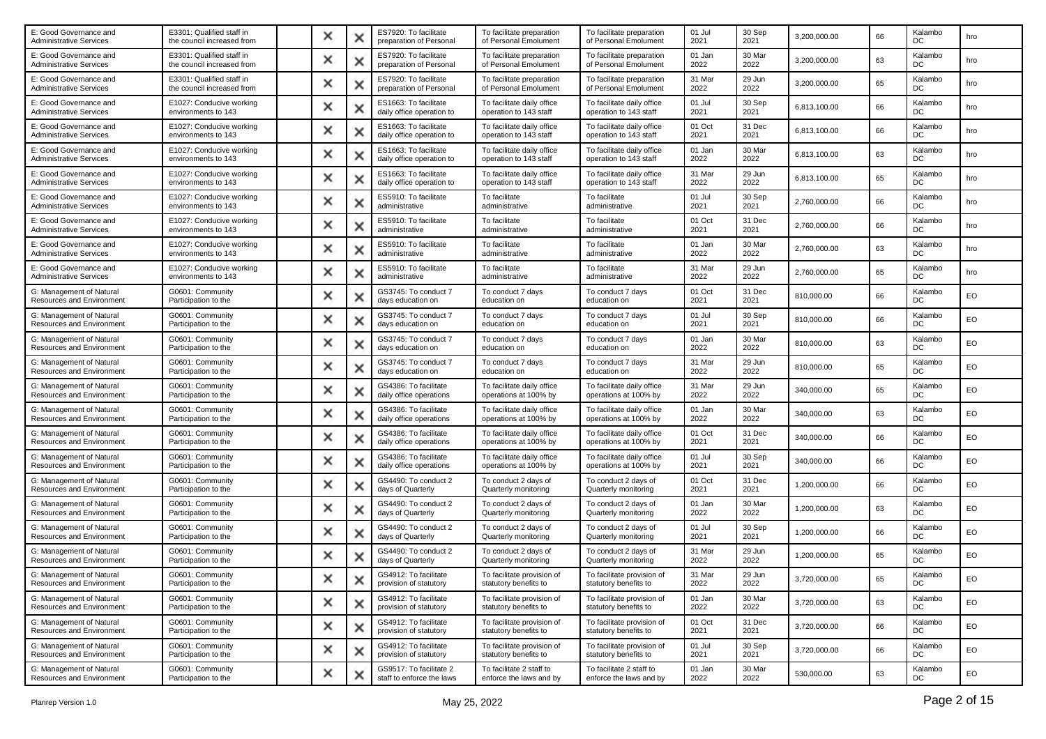| | | | | | | | | | | | | | |
|---|---|---|---|---|---|---|---|---|---|---|---|---|---|
| E: Good Governance and Administrative Services | E3301: Qualified staff in the council increased from | | ✕ | ✕ | ES7920: To facilitate preparation of Personal | To facilitate preparation of Personal Emolument | To facilitate preparation of Personal Emolument | 01 Jul 2021 | 30 Sep 2021 | 3,200,000.00 | 66 | Kalambo DC | hro |
| E: Good Governance and Administrative Services | E3301: Qualified staff in the council increased from | | ✕ | ✕ | ES7920: To facilitate preparation of Personal | To facilitate preparation of Personal Emolument | To facilitate preparation of Personal Emolument | 01 Jan 2022 | 30 Mar 2022 | 3,200,000.00 | 63 | Kalambo DC | hro |
| E: Good Governance and Administrative Services | E3301: Qualified staff in the council increased from | | ✕ | ✕ | ES7920: To facilitate preparation of Personal | To facilitate preparation of Personal Emolument | To facilitate preparation of Personal Emolument | 31 Mar 2022 | 29 Jun 2022 | 3,200,000.00 | 65 | Kalambo DC | hro |
| E: Good Governance and Administrative Services | E1027: Conducive working environments to 143 | | ✕ | ✕ | ES1663: To facilitate daily office operation to | To facilitate daily office operation to 143 staff | To facilitate daily office operation to 143 staff | 01 Jul 2021 | 30 Sep 2021 | 6,813,100.00 | 66 | Kalambo DC | hro |
| E: Good Governance and Administrative Services | E1027: Conducive working environments to 143 | | ✕ | ✕ | ES1663: To facilitate daily office operation to | To facilitate daily office operation to 143 staff | To facilitate daily office operation to 143 staff | 01 Oct 2021 | 31 Dec 2021 | 6,813,100.00 | 66 | Kalambo DC | hro |
| E: Good Governance and Administrative Services | E1027: Conducive working environments to 143 | | ✕ | ✕ | ES1663: To facilitate daily office operation to | To facilitate daily office operation to 143 staff | To facilitate daily office operation to 143 staff | 01 Jan 2022 | 30 Mar 2022 | 6,813,100.00 | 63 | Kalambo DC | hro |
| E: Good Governance and Administrative Services | E1027: Conducive working environments to 143 | | ✕ | ✕ | ES1663: To facilitate daily office operation to | To facilitate daily office operation to 143 staff | To facilitate daily office operation to 143 staff | 31 Mar 2022 | 29 Jun 2022 | 6,813,100.00 | 65 | Kalambo DC | hro |
| E: Good Governance and Administrative Services | E1027: Conducive working environments to 143 | | ✕ | ✕ | ES5910: To facilitate administrative | To facilitate administrative | To facilitate administrative | 01 Jul 2021 | 30 Sep 2021 | 2,760,000.00 | 66 | Kalambo DC | hro |
| E: Good Governance and Administrative Services | E1027: Conducive working environments to 143 | | ✕ | ✕ | ES5910: To facilitate administrative | To facilitate administrative | To facilitate administrative | 01 Oct 2021 | 31 Dec 2021 | 2,760,000.00 | 66 | Kalambo DC | hro |
| E: Good Governance and Administrative Services | E1027: Conducive working environments to 143 | | ✕ | ✕ | ES5910: To facilitate administrative | To facilitate administrative | To facilitate administrative | 01 Jan 2022 | 30 Mar 2022 | 2,760,000.00 | 63 | Kalambo DC | hro |
| E: Good Governance and Administrative Services | E1027: Conducive working environments to 143 | | ✕ | ✕ | ES5910: To facilitate administrative | To facilitate administrative | To facilitate administrative | 31 Mar 2022 | 29 Jun 2022 | 2,760,000.00 | 65 | Kalambo DC | hro |
| G: Management of Natural Resources and Environment | G0601: Community Participation to the | | ✕ | ✕ | GS3745: To conduct 7 days education on | To conduct 7 days education on | To conduct 7 days education on | 01 Oct 2021 | 31 Dec 2021 | 810,000.00 | 66 | Kalambo DC | EO |
| G: Management of Natural Resources and Environment | G0601: Community Participation to the | | ✕ | ✕ | GS3745: To conduct 7 days education on | To conduct 7 days education on | To conduct 7 days education on | 01 Jul 2021 | 30 Sep 2021 | 810,000.00 | 66 | Kalambo DC | EO |
| G: Management of Natural Resources and Environment | G0601: Community Participation to the | | ✕ | ✕ | GS3745: To conduct 7 days education on | To conduct 7 days education on | To conduct 7 days education on | 01 Jan 2022 | 30 Mar 2022 | 810,000.00 | 63 | Kalambo DC | EO |
| G: Management of Natural Resources and Environment | G0601: Community Participation to the | | ✕ | ✕ | GS3745: To conduct 7 days education on | To conduct 7 days education on | To conduct 7 days education on | 31 Mar 2022 | 29 Jun 2022 | 810,000.00 | 65 | Kalambo DC | EO |
| G: Management of Natural Resources and Environment | G0601: Community Participation to the | | ✕ | ✕ | GS4386: To facilitate daily office operations | To facilitate daily office operations at 100% by | To facilitate daily office operations at 100% by | 31 Mar 2022 | 29 Jun 2022 | 340,000.00 | 65 | Kalambo DC | EO |
| G: Management of Natural Resources and Environment | G0601: Community Participation to the | | ✕ | ✕ | GS4386: To facilitate daily office operations | To facilitate daily office operations at 100% by | To facilitate daily office operations at 100% by | 01 Jan 2022 | 30 Mar 2022 | 340,000.00 | 63 | Kalambo DC | EO |
| G: Management of Natural Resources and Environment | G0601: Community Participation to the | | ✕ | ✕ | GS4386: To facilitate daily office operations | To facilitate daily office operations at 100% by | To facilitate daily office operations at 100% by | 01 Oct 2021 | 31 Dec 2021 | 340,000.00 | 66 | Kalambo DC | EO |
| G: Management of Natural Resources and Environment | G0601: Community Participation to the | | ✕ | ✕ | GS4386: To facilitate daily office operations | To facilitate daily office operations at 100% by | To facilitate daily office operations at 100% by | 01 Jul 2021 | 30 Sep 2021 | 340,000.00 | 66 | Kalambo DC | EO |
| G: Management of Natural Resources and Environment | G0601: Community Participation to the | | ✕ | ✕ | GS4490: To conduct 2 days of Quarterly | To conduct 2 days of Quarterly monitoring | To conduct 2 days of Quarterly monitoring | 01 Oct 2021 | 31 Dec 2021 | 1,200,000.00 | 66 | Kalambo DC | EO |
| G: Management of Natural Resources and Environment | G0601: Community Participation to the | | ✕ | ✕ | GS4490: To conduct 2 days of Quarterly | To conduct 2 days of Quarterly monitoring | To conduct 2 days of Quarterly monitoring | 01 Jan 2022 | 30 Mar 2022 | 1,200,000.00 | 63 | Kalambo DC | EO |
| G: Management of Natural Resources and Environment | G0601: Community Participation to the | | ✕ | ✕ | GS4490: To conduct 2 days of Quarterly | To conduct 2 days of Quarterly monitoring | To conduct 2 days of Quarterly monitoring | 01 Jul 2021 | 30 Sep 2021 | 1,200,000.00 | 66 | Kalambo DC | EO |
| G: Management of Natural Resources and Environment | G0601: Community Participation to the | | ✕ | ✕ | GS4490: To conduct 2 days of Quarterly | To conduct 2 days of Quarterly monitoring | To conduct 2 days of Quarterly monitoring | 31 Mar 2022 | 29 Jun 2022 | 1,200,000.00 | 65 | Kalambo DC | EO |
| G: Management of Natural Resources and Environment | G0601: Community Participation to the | | ✕ | ✕ | GS4912: To facilitate provision of statutory | To facilitate provision of statutory benefits to | To facilitate provision of statutory benefits to | 31 Mar 2022 | 29 Jun 2022 | 3,720,000.00 | 65 | Kalambo DC | EO |
| G: Management of Natural Resources and Environment | G0601: Community Participation to the | | ✕ | ✕ | GS4912: To facilitate provision of statutory | To facilitate provision of statutory benefits to | To facilitate provision of statutory benefits to | 01 Jan 2022 | 30 Mar 2022 | 3,720,000.00 | 63 | Kalambo DC | EO |
| G: Management of Natural Resources and Environment | G0601: Community Participation to the | | ✕ | ✕ | GS4912: To facilitate provision of statutory | To facilitate provision of statutory benefits to | To facilitate provision of statutory benefits to | 01 Oct 2021 | 31 Dec 2021 | 3,720,000.00 | 66 | Kalambo DC | EO |
| G: Management of Natural Resources and Environment | G0601: Community Participation to the | | ✕ | ✕ | GS4912: To facilitate provision of statutory | To facilitate provision of statutory benefits to | To facilitate provision of statutory benefits to | 01 Jul 2021 | 30 Sep 2021 | 3,720,000.00 | 66 | Kalambo DC | EO |
| G: Management of Natural Resources and Environment | G0601: Community Participation to the | | ✕ | ✕ | GS9517: To facilitate 2 staff to enforce the laws | To facilitate 2 staff to enforce the laws and by | To facilitate 2 staff to enforce the laws and by | 01 Jan 2022 | 30 Mar 2022 | 530,000.00 | 63 | Kalambo DC | EO |

Planrep Version 1.0 May 25, 2022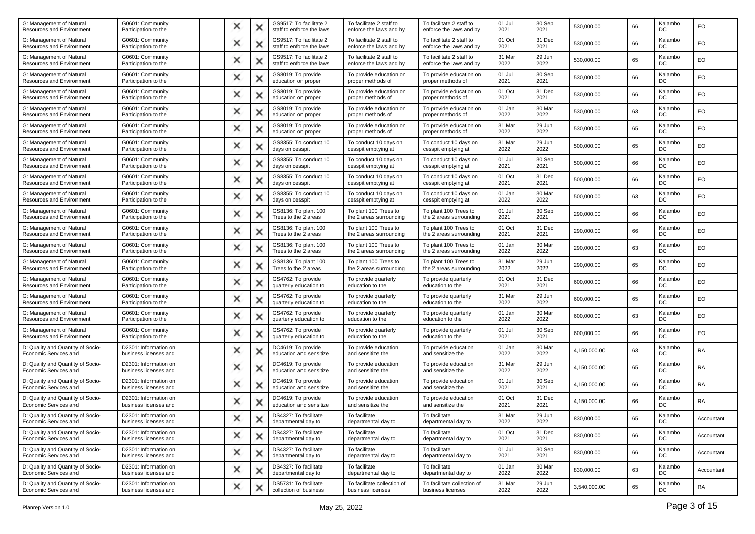| G: Management of Natural Resources and Environment | G0601: Community Participation to the | | × | × | GS9517: To facilitate 2 staff to enforce the laws | To facilitate 2 staff to enforce the laws and by | To facilitate 2 staff to enforce the laws and by | 01 Jul 2021 | 30 Sep 2021 | 530,000.00 | 66 | Kalambo DC | EO |
|---|---|---|---|---|---|---|---|---|---|---|---|---|---|
| G: Management of Natural Resources and Environment | G0601: Community Participation to the | | × | × | GS9517: To facilitate 2 staff to enforce the laws | To facilitate 2 staff to enforce the laws and by | To facilitate 2 staff to enforce the laws and by | 01 Oct 2021 | 31 Dec 2021 | 530,000.00 | 66 | Kalambo DC | EO |
| G: Management of Natural Resources and Environment | G0601: Community Participation to the | | × | × | GS9517: To facilitate 2 staff to enforce the laws | To facilitate 2 staff to enforce the laws and by | To facilitate 2 staff to enforce the laws and by | 31 Mar 2022 | 29 Jun 2022 | 530,000.00 | 65 | Kalambo DC | EO |
| G: Management of Natural Resources and Environment | G0601: Community Participation to the | | × | × | GS8019: To provide education on proper | To provide education on proper methods of | To provide education on proper methods of | 01 Jul 2021 | 30 Sep 2021 | 530,000.00 | 66 | Kalambo DC | EO |
| G: Management of Natural Resources and Environment | G0601: Community Participation to the | | × | × | GS8019: To provide education on proper | To provide education on proper methods of | To provide education on proper methods of | 01 Oct 2021 | 31 Dec 2021 | 530,000.00 | 66 | Kalambo DC | EO |
| G: Management of Natural Resources and Environment | G0601: Community Participation to the | | × | × | GS8019: To provide education on proper | To provide education on proper methods of | To provide education on proper methods of | 01 Jan 2022 | 30 Mar 2022 | 530,000.00 | 63 | Kalambo DC | EO |
| G: Management of Natural Resources and Environment | G0601: Community Participation to the | | × | × | GS8019: To provide education on proper | To provide education on proper methods of | To provide education on proper methods of | 31 Mar 2022 | 29 Jun 2022 | 530,000.00 | 65 | Kalambo DC | EO |
| G: Management of Natural Resources and Environment | G0601: Community Participation to the | | × | × | GS8355: To conduct 10 days on cesspit | To conduct 10 days on cesspit emptying at | To conduct 10 days on cesspit emptying at | 31 Mar 2022 | 29 Jun 2022 | 500,000.00 | 65 | Kalambo DC | EO |
| G: Management of Natural Resources and Environment | G0601: Community Participation to the | | × | × | GS8355: To conduct 10 days on cesspit | To conduct 10 days on cesspit emptying at | To conduct 10 days on cesspit emptying at | 01 Jul 2021 | 30 Sep 2021 | 500,000.00 | 66 | Kalambo DC | EO |
| G: Management of Natural Resources and Environment | G0601: Community Participation to the | | × | × | GS8355: To conduct 10 days on cesspit | To conduct 10 days on cesspit emptying at | To conduct 10 days on cesspit emptying at | 01 Oct 2021 | 31 Dec 2021 | 500,000.00 | 66 | Kalambo DC | EO |
| G: Management of Natural Resources and Environment | G0601: Community Participation to the | | × | × | GS8355: To conduct 10 days on cesspit | To conduct 10 days on cesspit emptying at | To conduct 10 days on cesspit emptying at | 01 Jan 2022 | 30 Mar 2022 | 500,000.00 | 63 | Kalambo DC | EO |
| G: Management of Natural Resources and Environment | G0601: Community Participation to the | | × | × | GS8136: To plant 100 Trees to the 2 areas | To plant 100 Trees to the 2 areas surrounding | To plant 100 Trees to the 2 areas surrounding | 01 Jul 2021 | 30 Sep 2021 | 290,000.00 | 66 | Kalambo DC | EO |
| G: Management of Natural Resources and Environment | G0601: Community Participation to the | | × | × | GS8136: To plant 100 Trees to the 2 areas | To plant 100 Trees to the 2 areas surrounding | To plant 100 Trees to the 2 areas surrounding | 01 Oct 2021 | 31 Dec 2021 | 290,000.00 | 66 | Kalambo DC | EO |
| G: Management of Natural Resources and Environment | G0601: Community Participation to the | | × | × | GS8136: To plant 100 Trees to the 2 areas | To plant 100 Trees to the 2 areas surrounding | To plant 100 Trees to the 2 areas surrounding | 01 Jan 2022 | 30 Mar 2022 | 290,000.00 | 63 | Kalambo DC | EO |
| G: Management of Natural Resources and Environment | G0601: Community Participation to the | | × | × | GS8136: To plant 100 Trees to the 2 areas | To plant 100 Trees to the 2 areas surrounding | To plant 100 Trees to the 2 areas surrounding | 31 Mar 2022 | 29 Jun 2022 | 290,000.00 | 65 | Kalambo DC | EO |
| G: Management of Natural Resources and Environment | G0601: Community Participation to the | | × | × | GS4762: To provide quarterly education to | To provide quarterly education to the | To provide quarterly education to the | 01 Oct 2021 | 31 Dec 2021 | 600,000.00 | 66 | Kalambo DC | EO |
| G: Management of Natural Resources and Environment | G0601: Community Participation to the | | × | × | GS4762: To provide quarterly education to | To provide quarterly education to the | To provide quarterly education to the | 31 Mar 2022 | 29 Jun 2022 | 600,000.00 | 65 | Kalambo DC | EO |
| G: Management of Natural Resources and Environment | G0601: Community Participation to the | | × | × | GS4762: To provide quarterly education to | To provide quarterly education to the | To provide quarterly education to the | 01 Jan 2022 | 30 Mar 2022 | 600,000.00 | 63 | Kalambo DC | EO |
| G: Management of Natural Resources and Environment | G0601: Community Participation to the | | × | × | GS4762: To provide quarterly education to | To provide quarterly education to the | To provide quarterly education to the | 01 Jul 2021 | 30 Sep 2021 | 600,000.00 | 66 | Kalambo DC | EO |
| D: Quality and Quantity of Socio-Economic Services and | D2301: Information on business licenses and | | × | × | DC4619: To provide education and sensitize | To provide education and sensitize the | To provide education and sensitize the | 01 Jan 2022 | 30 Mar 2022 | 4,150,000.00 | 63 | Kalambo DC | RA |
| D: Quality and Quantity of Socio-Economic Services and | D2301: Information on business licenses and | | × | × | DC4619: To provide education and sensitize | To provide education and sensitize the | To provide education and sensitize the | 31 Mar 2022 | 29 Jun 2022 | 4,150,000.00 | 65 | Kalambo DC | RA |
| D: Quality and Quantity of Socio-Economic Services and | D2301: Information on business licenses and | | × | × | DC4619: To provide education and sensitize | To provide education and sensitize the | To provide education and sensitize the | 01 Jul 2021 | 30 Sep 2021 | 4,150,000.00 | 66 | Kalambo DC | RA |
| D: Quality and Quantity of Socio-Economic Services and | D2301: Information on business licenses and | | × | × | DC4619: To provide education and sensitize | To provide education and sensitize the | To provide education and sensitize the | 01 Oct 2021 | 31 Dec 2021 | 4,150,000.00 | 66 | Kalambo DC | RA |
| D: Quality and Quantity of Socio-Economic Services and | D2301: Information on business licenses and | | × | × | DS4327: To facilitate departmental day to | To facilitate departmental day to | To facilitate departmental day to | 31 Mar 2022 | 29 Jun 2022 | 830,000.00 | 65 | Kalambo DC | Accountant |
| D: Quality and Quantity of Socio-Economic Services and | D2301: Information on business licenses and | | × | × | DS4327: To facilitate departmental day to | To facilitate departmental day to | To facilitate departmental day to | 01 Oct 2021 | 31 Dec 2021 | 830,000.00 | 66 | Kalambo DC | Accountant |
| D: Quality and Quantity of Socio-Economic Services and | D2301: Information on business licenses and | | × | × | DS4327: To facilitate departmental day to | To facilitate departmental day to | To facilitate departmental day to | 01 Jul 2021 | 30 Sep 2021 | 830,000.00 | 66 | Kalambo DC | Accountant |
| D: Quality and Quantity of Socio-Economic Services and | D2301: Information on business licenses and | | × | × | DS4327: To facilitate departmental day to | To facilitate departmental day to | To facilitate departmental day to | 01 Jan 2022 | 30 Mar 2022 | 830,000.00 | 63 | Kalambo DC | Accountant |
| D: Quality and Quantity of Socio-Economic Services and | D2301: Information on business licenses and | | × | × | DS5731: To facilitate collection of business | To facilitate collection of business licenses | To facilitate collection of business licenses | 31 Mar 2022 | 29 Jun 2022 | 3,540,000.00 | 65 | Kalambo DC | RA |

Planrep Version 1.0 May 25, 2022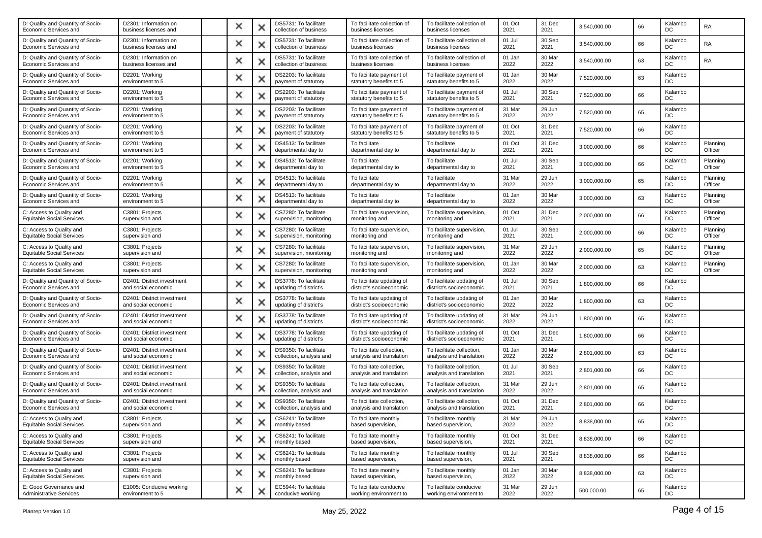| | | | | | | | | | | | | | |
|---|---|---|---|---|---|---|---|---|---|---|---|---|---|
| D: Quality and Quantity of Socio-Economic Services and | D2301: Information on business licenses and | | × | × | DS5731: To facilitate collection of business | To facilitate collection of business licenses | To facilitate collection of business licenses | 01 Oct 2021 | 31 Dec 2021 | 3,540,000.00 | 66 | Kalambo DC | RA |
| D: Quality and Quantity of Socio-Economic Services and | D2301: Information on business licenses and | | × | × | DS5731: To facilitate collection of business | To facilitate collection of business licenses | To facilitate collection of business licenses | 01 Jul 2021 | 30 Sep 2021 | 3,540,000.00 | 66 | Kalambo DC | RA |
| D: Quality and Quantity of Socio-Economic Services and | D2301: Information on business licenses and | | × | × | DS5731: To facilitate collection of business | To facilitate collection of business licenses | To facilitate collection of business licenses | 01 Jan 2022 | 30 Mar 2022 | 3,540,000.00 | 63 | Kalambo DC | RA |
| D: Quality and Quantity of Socio-Economic Services and | D2201: Working environment to 5 | | × | × | DS2203: To facilitate payment of statutory | To facilitate payment of statutory benefits to 5 | To facilitate payment of statutory benefits to 5 | 01 Jan 2022 | 30 Mar 2022 | 7,520,000.00 | 63 | Kalambo DC | |
| D: Quality and Quantity of Socio-Economic Services and | D2201: Working environment to 5 | | × | × | DS2203: To facilitate payment of statutory | To facilitate payment of statutory benefits to 5 | To facilitate payment of statutory benefits to 5 | 01 Jul 2021 | 30 Sep 2021 | 7,520,000.00 | 66 | Kalambo DC | |
| D: Quality and Quantity of Socio-Economic Services and | D2201: Working environment to 5 | | × | × | DS2203: To facilitate payment of statutory | To facilitate payment of statutory benefits to 5 | To facilitate payment of statutory benefits to 5 | 31 Mar 2022 | 29 Jun 2022 | 7,520,000.00 | 65 | Kalambo DC | |
| D: Quality and Quantity of Socio-Economic Services and | D2201: Working environment to 5 | | × | × | DS2203: To facilitate payment of statutory | To facilitate payment of statutory benefits to 5 | To facilitate payment of statutory benefits to 5 | 01 Oct 2021 | 31 Dec 2021 | 7,520,000.00 | 66 | Kalambo DC | |
| D: Quality and Quantity of Socio-Economic Services and | D2201: Working environment to 5 | | × | × | DS4513: To facilitate departmental day to | To facilitate departmental day to | To facilitate departmental day to | 01 Oct 2021 | 31 Dec 2021 | 3,000,000.00 | 66 | Kalambo DC | Planning Officer |
| D: Quality and Quantity of Socio-Economic Services and | D2201: Working environment to 5 | | × | × | DS4513: To facilitate departmental day to | To facilitate departmental day to | To facilitate departmental day to | 01 Jul 2021 | 30 Sep 2021 | 3,000,000.00 | 66 | Kalambo DC | Planning Officer |
| D: Quality and Quantity of Socio-Economic Services and | D2201: Working environment to 5 | | × | × | DS4513: To facilitate departmental day to | To facilitate departmental day to | To facilitate departmental day to | 31 Mar 2022 | 29 Jun 2022 | 3,000,000.00 | 65 | Kalambo DC | Planning Officer |
| D: Quality and Quantity of Socio-Economic Services and | D2201: Working environment to 5 | | × | × | DS4513: To facilitate departmental day to | To facilitate departmental day to | To facilitate departmental day to | 01 Jan 2022 | 30 Mar 2022 | 3,000,000.00 | 63 | Kalambo DC | Planning Officer |
| C: Access to Quality and Equitable Social Services | C3801: Projects supervision and | | × | × | CS7280: To facilitate supervision, monitoring | To facilitate supervision, monitoring and | To facilitate supervision, monitoring and | 01 Oct 2021 | 31 Dec 2021 | 2,000,000.00 | 66 | Kalambo DC | Planning Officer |
| C: Access to Quality and Equitable Social Services | C3801: Projects supervision and | | × | × | CS7280: To facilitate supervision, monitoring | To facilitate supervision, monitoring and | To facilitate supervision, monitoring and | 01 Jul 2021 | 30 Sep 2021 | 2,000,000.00 | 66 | Kalambo DC | Planning Officer |
| C: Access to Quality and Equitable Social Services | C3801: Projects supervision and | | × | × | CS7280: To facilitate supervision, monitoring | To facilitate supervision, monitoring and | To facilitate supervision, monitoring and | 31 Mar 2022 | 29 Jun 2022 | 2,000,000.00 | 65 | Kalambo DC | Planning Officer |
| C: Access to Quality and Equitable Social Services | C3801: Projects supervision and | | × | × | CS7280: To facilitate supervision, monitoring | To facilitate supervision, monitoring and | To facilitate supervision, monitoring and | 01 Jan 2022 | 30 Mar 2022 | 2,000,000.00 | 63 | Kalambo DC | Planning Officer |
| D: Quality and Quantity of Socio-Economic Services and | D2401: District investment and social economic | | × | × | DS3778: To facilitate updating of district's | To facilitate updating of district's socioeconomic | To facilitate updating of district's socioeconomic | 01 Jul 2021 | 30 Sep 2021 | 1,800,000.00 | 66 | Kalambo DC | |
| D: Quality and Quantity of Socio-Economic Services and | D2401: District investment and social economic | | × | × | DS3778: To facilitate updating of district's | To facilitate updating of district's socioeconomic | To facilitate updating of district's socioeconomic | 01 Jan 2022 | 30 Mar 2022 | 1,800,000.00 | 63 | Kalambo DC | |
| D: Quality and Quantity of Socio-Economic Services and | D2401: District investment and social economic | | × | × | DS3778: To facilitate updating of district's | To facilitate updating of district's socioeconomic | To facilitate updating of district's socioeconomic | 31 Mar 2022 | 29 Jun 2022 | 1,800,000.00 | 65 | Kalambo DC | |
| D: Quality and Quantity of Socio-Economic Services and | D2401: District investment and social economic | | × | × | DS3778: To facilitate updating of district's | To facilitate updating of district's socioeconomic | To facilitate updating of district's socioeconomic | 01 Oct 2021 | 31 Dec 2021 | 1,800,000.00 | 66 | Kalambo DC | |
| D: Quality and Quantity of Socio-Economic Services and | D2401: District investment and social economic | | × | × | DS9350: To facilitate collection, analysis and | To facilitate collection, analysis and translation | To facilitate collection, analysis and translation | 01 Jan 2022 | 30 Mar 2022 | 2,801,000.00 | 63 | Kalambo DC | |
| D: Quality and Quantity of Socio-Economic Services and | D2401: District investment and social economic | | × | × | DS9350: To facilitate collection, analysis and | To facilitate collection, analysis and translation | To facilitate collection, analysis and translation | 01 Jul 2021 | 30 Sep 2021 | 2,801,000.00 | 66 | Kalambo DC | |
| D: Quality and Quantity of Socio-Economic Services and | D2401: District investment and social economic | | × | × | DS9350: To facilitate collection, analysis and | To facilitate collection, analysis and translation | To facilitate collection, analysis and translation | 31 Mar 2022 | 29 Jun 2022 | 2,801,000.00 | 65 | Kalambo DC | |
| D: Quality and Quantity of Socio-Economic Services and | D2401: District investment and social economic | | × | × | DS9350: To facilitate collection, analysis and | To facilitate collection, analysis and translation | To facilitate collection, analysis and translation | 01 Oct 2021 | 31 Dec 2021 | 2,801,000.00 | 66 | Kalambo DC | |
| C: Access to Quality and Equitable Social Services | C3801: Projects supervision and | | × | × | CS6241: To facilitate monthly based | To facilitate monthly based supervision, | To facilitate monthly based supervision, | 31 Mar 2022 | 29 Jun 2022 | 8,838,000.00 | 65 | Kalambo DC | |
| C: Access to Quality and Equitable Social Services | C3801: Projects supervision and | | × | × | CS6241: To facilitate monthly based | To facilitate monthly based supervision, | To facilitate monthly based supervision, | 01 Oct 2021 | 31 Dec 2021 | 8,838,000.00 | 66 | Kalambo DC | |
| C: Access to Quality and Equitable Social Services | C3801: Projects supervision and | | × | × | CS6241: To facilitate monthly based | To facilitate monthly based supervision, | To facilitate monthly based supervision, | 01 Jul 2021 | 30 Sep 2021 | 8,838,000.00 | 66 | Kalambo DC | |
| C: Access to Quality and Equitable Social Services | C3801: Projects supervision and | | × | × | CS6241: To facilitate monthly based | To facilitate monthly based supervision, | To facilitate monthly based supervision, | 01 Jan 2022 | 30 Mar 2022 | 8,838,000.00 | 63 | Kalambo DC | |
| E: Good Governance and Administrative Services | E1005: Conducive working environment to 5 | | × | × | EC5944: To facilitate conducive working | To facilitate conducive working environment to | To facilitate conducive working environment to | 31 Mar 2022 | 29 Jun 2022 | 500,000.00 | 65 | Kalambo DC | |

Planrep Version 1.0 May 25, 2022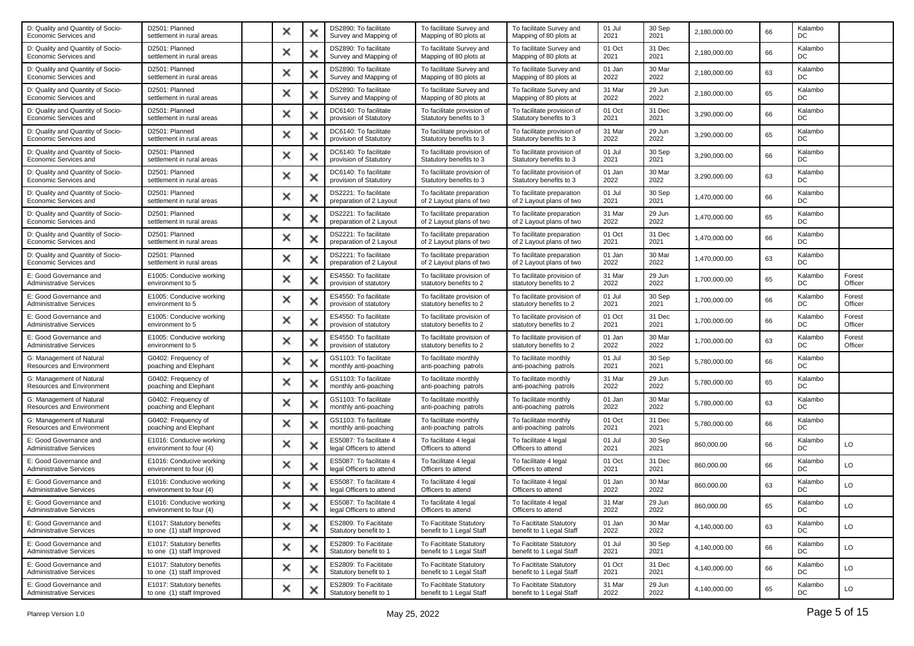| | | | | | | | | | | | | | |
|---|---|---|---|---|---|---|---|---|---|---|---|---|---|
| D: Quality and Quantity of Socio-Economic Services and | D2501: Planned settlement in rural areas | | × | × | DS2890: To facilitate Survey and Mapping of | To facilitate Survey and Mapping of 80 plots at | To facilitate Survey and Mapping of 80 plots at | 01 Jul 2021 | 30 Sep 2021 | 2,180,000.00 | 66 | Kalambo DC | |
| D: Quality and Quantity of Socio-Economic Services and | D2501: Planned settlement in rural areas | | × | × | DS2890: To facilitate Survey and Mapping of | To facilitate Survey and Mapping of 80 plots at | To facilitate Survey and Mapping of 80 plots at | 01 Oct 2021 | 31 Dec 2021 | 2,180,000.00 | 66 | Kalambo DC | |
| D: Quality and Quantity of Socio-Economic Services and | D2501: Planned settlement in rural areas | | × | × | DS2890: To facilitate Survey and Mapping of | To facilitate Survey and Mapping of 80 plots at | To facilitate Survey and Mapping of 80 plots at | 01 Jan 2022 | 30 Mar 2022 | 2,180,000.00 | 63 | Kalambo DC | |
| D: Quality and Quantity of Socio-Economic Services and | D2501: Planned settlement in rural areas | | × | × | DS2890: To facilitate Survey and Mapping of | To facilitate Survey and Mapping of 80 plots at | To facilitate Survey and Mapping of 80 plots at | 31 Mar 2022 | 29 Jun 2022 | 2,180,000.00 | 65 | Kalambo DC | |
| D: Quality and Quantity of Socio-Economic Services and | D2501: Planned settlement in rural areas | | × | × | DC6140: To facilitate provision of Statutory | To facilitate provision of Statutory benefits to 3 | To facilitate provision of Statutory benefits to 3 | 01 Oct 2021 | 31 Dec 2021 | 3,290,000.00 | 66 | Kalambo DC | |
| D: Quality and Quantity of Socio-Economic Services and | D2501: Planned settlement in rural areas | | × | × | DC6140: To facilitate provision of Statutory | To facilitate provision of Statutory benefits to 3 | To facilitate provision of Statutory benefits to 3 | 31 Mar 2022 | 29 Jun 2022 | 3,290,000.00 | 65 | Kalambo DC | |
| D: Quality and Quantity of Socio-Economic Services and | D2501: Planned settlement in rural areas | | × | × | DC6140: To facilitate provision of Statutory | To facilitate provision of Statutory benefits to 3 | To facilitate provision of Statutory benefits to 3 | 01 Jul 2021 | 30 Sep 2021 | 3,290,000.00 | 66 | Kalambo DC | |
| D: Quality and Quantity of Socio-Economic Services and | D2501: Planned settlement in rural areas | | × | × | DC6140: To facilitate provision of Statutory | To facilitate provision of Statutory benefits to 3 | To facilitate provision of Statutory benefits to 3 | 01 Jan 2022 | 30 Mar 2022 | 3,290,000.00 | 63 | Kalambo DC | |
| D: Quality and Quantity of Socio-Economic Services and | D2501: Planned settlement in rural areas | | × | × | DS2221: To facilitate preparation of 2 Layout | To facilitate preparation of 2 Layout plans of two | To facilitate preparation of 2 Layout plans of two | 01 Jul 2021 | 30 Sep 2021 | 1,470,000.00 | 66 | Kalambo DC | |
| D: Quality and Quantity of Socio-Economic Services and | D2501: Planned settlement in rural areas | | × | × | DS2221: To facilitate preparation of 2 Layout | To facilitate preparation of 2 Layout plans of two | To facilitate preparation of 2 Layout plans of two | 31 Mar 2022 | 29 Jun 2022 | 1,470,000.00 | 65 | Kalambo DC | |
| D: Quality and Quantity of Socio-Economic Services and | D2501: Planned settlement in rural areas | | × | × | DS2221: To facilitate preparation of 2 Layout | To facilitate preparation of 2 Layout plans of two | To facilitate preparation of 2 Layout plans of two | 01 Oct 2021 | 31 Dec 2021 | 1,470,000.00 | 66 | Kalambo DC | |
| D: Quality and Quantity of Socio-Economic Services and | D2501: Planned settlement in rural areas | | × | × | DS2221: To facilitate preparation of 2 Layout | To facilitate preparation of 2 Layout plans of two | To facilitate preparation of 2 Layout plans of two | 01 Jan 2022 | 30 Mar 2022 | 1,470,000.00 | 63 | Kalambo DC | |
| E: Good Governance and Administrative Services | E1005: Conducive working environment to 5 | | × | × | ES4550: To facilitate provision of statutory | To facilitate provision of statutory benefits to 2 | To facilitate provision of statutory benefits to 2 | 31 Mar 2022 | 29 Jun 2022 | 1,700,000.00 | 65 | Kalambo DC | Forest Officer |
| E: Good Governance and Administrative Services | E1005: Conducive working environment to 5 | | × | × | ES4550: To facilitate provision of statutory | To facilitate provision of statutory benefits to 2 | To facilitate provision of statutory benefits to 2 | 01 Jul 2021 | 30 Sep 2021 | 1,700,000.00 | 66 | Kalambo DC | Forest Officer |
| E: Good Governance and Administrative Services | E1005: Conducive working environment to 5 | | × | × | ES4550: To facilitate provision of statutory | To facilitate provision of statutory benefits to 2 | To facilitate provision of statutory benefits to 2 | 01 Oct 2021 | 31 Dec 2021 | 1,700,000.00 | 66 | Kalambo DC | Forest Officer |
| E: Good Governance and Administrative Services | E1005: Conducive working environment to 5 | | × | × | ES4550: To facilitate provision of statutory | To facilitate provision of statutory benefits to 2 | To facilitate provision of statutory benefits to 2 | 01 Jan 2022 | 30 Mar 2022 | 1,700,000.00 | 63 | Kalambo DC | Forest Officer |
| G: Management of Natural Resources and Environment | G0402: Frequency of poaching and Elephant | | × | × | GS1103: To facilitate monthly anti-poaching | To facilitate monthly anti-poaching patrols | To facilitate monthly anti-poaching patrols | 01 Jul 2021 | 30 Sep 2021 | 5,780,000.00 | 66 | Kalambo DC | |
| G: Management of Natural Resources and Environment | G0402: Frequency of poaching and Elephant | | × | × | GS1103: To facilitate monthly anti-poaching | To facilitate monthly anti-poaching patrols | To facilitate monthly anti-poaching patrols | 31 Mar 2022 | 29 Jun 2022 | 5,780,000.00 | 65 | Kalambo DC | |
| G: Management of Natural Resources and Environment | G0402: Frequency of poaching and Elephant | | × | × | GS1103: To facilitate monthly anti-poaching | To facilitate monthly anti-poaching patrols | To facilitate monthly anti-poaching patrols | 01 Jan 2022 | 30 Mar 2022 | 5,780,000.00 | 63 | Kalambo DC | |
| G: Management of Natural Resources and Environment | G0402: Frequency of poaching and Elephant | | × | × | GS1103: To facilitate monthly anti-poaching | To facilitate monthly anti-poaching patrols | To facilitate monthly anti-poaching patrols | 01 Oct 2021 | 31 Dec 2021 | 5,780,000.00 | 66 | Kalambo DC | |
| E: Good Governance and Administrative Services | E1016: Conducive working environment to four (4) | | × | × | ES5087: To facilitate 4 legal Officers to attend | To facilitate 4 legal Officers to attend | To facilitate 4 legal Officers to attend | 01 Jul 2021 | 30 Sep 2021 | 860,000.00 | 66 | Kalambo DC | LO |
| E: Good Governance and Administrative Services | E1016: Conducive working environment to four (4) | | × | × | ES5087: To facilitate 4 legal Officers to attend | To facilitate 4 legal Officers to attend | To facilitate 4 legal Officers to attend | 01 Oct 2021 | 31 Dec 2021 | 860,000.00 | 66 | Kalambo DC | LO |
| E: Good Governance and Administrative Services | E1016: Conducive working environment to four (4) | | × | × | ES5087: To facilitate 4 legal Officers to attend | To facilitate 4 legal Officers to attend | To facilitate 4 legal Officers to attend | 01 Jan 2022 | 30 Mar 2022 | 860,000.00 | 63 | Kalambo DC | LO |
| E: Good Governance and Administrative Services | E1016: Conducive working environment to four (4) | | × | × | ES5087: To facilitate 4 legal Officers to attend | To facilitate 4 legal Officers to attend | To facilitate 4 legal Officers to attend | 31 Mar 2022 | 29 Jun 2022 | 860,000.00 | 65 | Kalambo DC | LO |
| E: Good Governance and Administrative Services | E1017: Statutory benefits to one (1) staff Improved | | × | × | ES2809: To Facititate Statutory benefit to 1 | To Facititate Statutory benefit to 1 Legal Staff | To Facititate Statutory benefit to 1 Legal Staff | 01 Jan 2022 | 30 Mar 2022 | 4,140,000.00 | 63 | Kalambo DC | LO |
| E: Good Governance and Administrative Services | E1017: Statutory benefits to one (1) staff Improved | | × | × | ES2809: To Facititate Statutory benefit to 1 | To Facititate Statutory benefit to 1 Legal Staff | To Facititate Statutory benefit to 1 Legal Staff | 01 Jul 2021 | 30 Sep 2021 | 4,140,000.00 | 66 | Kalambo DC | LO |
| E: Good Governance and Administrative Services | E1017: Statutory benefits to one (1) staff Improved | | × | × | ES2809: To Facititate Statutory benefit to 1 | To Facititate Statutory benefit to 1 Legal Staff | To Facititate Statutory benefit to 1 Legal Staff | 01 Oct 2021 | 31 Dec 2021 | 4,140,000.00 | 66 | Kalambo DC | LO |
| E: Good Governance and Administrative Services | E1017: Statutory benefits to one (1) staff Improved | | × | × | ES2809: To Facititate Statutory benefit to 1 | To Facititate Statutory benefit to 1 Legal Staff | To Facititate Statutory benefit to 1 Legal Staff | 31 Mar 2022 | 29 Jun 2022 | 4,140,000.00 | 65 | Kalambo DC | LO |

Planrep Version 1.0 May 25, 2022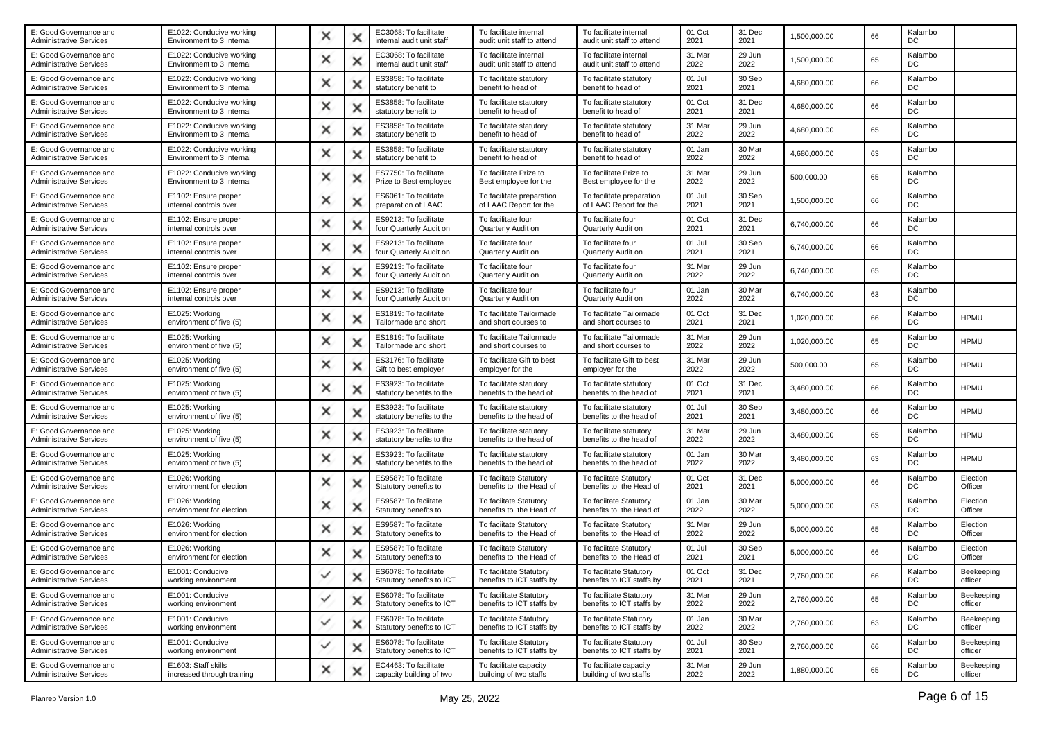| | | | | | | | | | | | | | |
|---|---|---|---|---|---|---|---|---|---|---|---|---|---|
| E: Good Governance and Administrative Services | E1022: Conducive working Environment to 3 Internal | | ✕ | ✕ | EC3068: To facilitate internal audit unit staff | To facilitate internal audit unit staff to attend | To facilitate internal audit unit staff to attend | 01 Oct 2021 | 31 Dec 2021 | 1,500,000.00 | 66 | Kalambo DC | |
| E: Good Governance and Administrative Services | E1022: Conducive working Environment to 3 Internal | | ✕ | ✕ | EC3068: To facilitate internal audit unit staff | To facilitate internal audit unit staff to attend | To facilitate internal audit unit staff to attend | 31 Mar 2022 | 29 Jun 2022 | 1,500,000.00 | 65 | Kalambo DC | |
| E: Good Governance and Administrative Services | E1022: Conducive working Environment to 3 Internal | | ✕ | ✕ | ES3858: To facilitate statutory benefit to | To facilitate statutory benefit to head of | To facilitate statutory benefit to head of | 01 Jul 2021 | 30 Sep 2021 | 4,680,000.00 | 66 | Kalambo DC | |
| E: Good Governance and Administrative Services | E1022: Conducive working Environment to 3 Internal | | ✕ | ✕ | ES3858: To facilitate statutory benefit to | To facilitate statutory benefit to head of | To facilitate statutory benefit to head of | 01 Oct 2021 | 31 Dec 2021 | 4,680,000.00 | 66 | Kalambo DC | |
| E: Good Governance and Administrative Services | E1022: Conducive working Environment to 3 Internal | | ✕ | ✕ | ES3858: To facilitate statutory benefit to | To facilitate statutory benefit to head of | To facilitate statutory benefit to head of | 31 Mar 2022 | 29 Jun 2022 | 4,680,000.00 | 65 | Kalambo DC | |
| E: Good Governance and Administrative Services | E1022: Conducive working Environment to 3 Internal | | ✕ | ✕ | ES3858: To facilitate statutory benefit to | To facilitate statutory benefit to head of | To facilitate statutory benefit to head of | 01 Jan 2022 | 30 Mar 2022 | 4,680,000.00 | 63 | Kalambo DC | |
| E: Good Governance and Administrative Services | E1022: Conducive working Environment to 3 Internal | | ✕ | ✕ | ES7750: To facilitate Prize to Best employee | To facilitate Prize to Best employee for the | To facilitate Prize to Best employee for the | 31 Mar 2022 | 29 Jun 2022 | 500,000.00 | 65 | Kalambo DC | |
| E: Good Governance and Administrative Services | E1102: Ensure proper internal controls over | | ✕ | ✕ | ES6061: To facilitate preparation of LAAC | To facilitate preparation of LAAC Report for the | To facilitate preparation of LAAC Report for the | 01 Jul 2021 | 30 Sep 2021 | 1,500,000.00 | 66 | Kalambo DC | |
| E: Good Governance and Administrative Services | E1102: Ensure proper internal controls over | | ✕ | ✕ | ES9213: To facilitate four Quarterly Audit on | To facilitate four Quarterly Audit on | To facilitate four Quarterly Audit on | 01 Oct 2021 | 31 Dec 2021 | 6,740,000.00 | 66 | Kalambo DC | |
| E: Good Governance and Administrative Services | E1102: Ensure proper internal controls over | | ✕ | ✕ | ES9213: To facilitate four Quarterly Audit on | To facilitate four Quarterly Audit on | To facilitate four Quarterly Audit on | 01 Jul 2021 | 30 Sep 2021 | 6,740,000.00 | 66 | Kalambo DC | |
| E: Good Governance and Administrative Services | E1102: Ensure proper internal controls over | | ✕ | ✕ | ES9213: To facilitate four Quarterly Audit on | To facilitate four Quarterly Audit on | To facilitate four Quarterly Audit on | 31 Mar 2022 | 29 Jun 2022 | 6,740,000.00 | 65 | Kalambo DC | |
| E: Good Governance and Administrative Services | E1102: Ensure proper internal controls over | | ✕ | ✕ | ES9213: To facilitate four Quarterly Audit on | To facilitate four Quarterly Audit on | To facilitate four Quarterly Audit on | 01 Jan 2022 | 30 Mar 2022 | 6,740,000.00 | 63 | Kalambo DC | |
| E: Good Governance and Administrative Services | E1025: Working environment of five (5) | | ✕ | ✕ | ES1819: To facilitate Tailormade and short | To facilitate Tailormade and short courses to | To facilitate Tailormade and short courses to | 01 Oct 2021 | 31 Dec 2021 | 1,020,000.00 | 66 | Kalambo DC | HPMU |
| E: Good Governance and Administrative Services | E1025: Working environment of five (5) | | ✕ | ✕ | ES1819: To facilitate Tailormade and short | To facilitate Tailormade and short courses to | To facilitate Tailormade and short courses to | 31 Mar 2022 | 29 Jun 2022 | 1,020,000.00 | 65 | Kalambo DC | HPMU |
| E: Good Governance and Administrative Services | E1025: Working environment of five (5) | | ✕ | ✕ | ES3176: To facilitate Gift to best employer | To facilitate Gift to best employer for the | To facilitate Gift to best employer for the | 31 Mar 2022 | 29 Jun 2022 | 500,000.00 | 65 | Kalambo DC | HPMU |
| E: Good Governance and Administrative Services | E1025: Working environment of five (5) | | ✕ | ✕ | ES3923: To facilitate statutory benefits to the | To facilitate statutory benefits to the head of | To facilitate statutory benefits to the head of | 01 Oct 2021 | 31 Dec 2021 | 3,480,000.00 | 66 | Kalambo DC | HPMU |
| E: Good Governance and Administrative Services | E1025: Working environment of five (5) | | ✕ | ✕ | ES3923: To facilitate statutory benefits to the | To facilitate statutory benefits to the head of | To facilitate statutory benefits to the head of | 01 Jul 2021 | 30 Sep 2021 | 3,480,000.00 | 66 | Kalambo DC | HPMU |
| E: Good Governance and Administrative Services | E1025: Working environment of five (5) | | ✕ | ✕ | ES3923: To facilitate statutory benefits to the | To facilitate statutory benefits to the head of | To facilitate statutory benefits to the head of | 31 Mar 2022 | 29 Jun 2022 | 3,480,000.00 | 65 | Kalambo DC | HPMU |
| E: Good Governance and Administrative Services | E1025: Working environment of five (5) | | ✕ | ✕ | ES3923: To facilitate statutory benefits to the | To facilitate statutory benefits to the head of | To facilitate statutory benefits to the head of | 01 Jan 2022 | 30 Mar 2022 | 3,480,000.00 | 63 | Kalambo DC | HPMU |
| E: Good Governance and Administrative Services | E1026: Working environment for election | | ✕ | ✕ | ES9587: To faciitate Statutory benefits to | To faciitate Statutory benefits to the Head of | To faciitate Statutory benefits to the Head of | 01 Oct 2021 | 31 Dec 2021 | 5,000,000.00 | 66 | Kalambo DC | Election Officer |
| E: Good Governance and Administrative Services | E1026: Working environment for election | | ✕ | ✕ | ES9587: To faciitate Statutory benefits to | To faciitate Statutory benefits to the Head of | To faciitate Statutory benefits to the Head of | 01 Jan 2022 | 30 Mar 2022 | 5,000,000.00 | 63 | Kalambo DC | Election Officer |
| E: Good Governance and Administrative Services | E1026: Working environment for election | | ✕ | ✕ | ES9587: To faciitate Statutory benefits to | To faciitate Statutory benefits to the Head of | To faciitate Statutory benefits to the Head of | 31 Mar 2022 | 29 Jun 2022 | 5,000,000.00 | 65 | Kalambo DC | Election Officer |
| E: Good Governance and Administrative Services | E1026: Working environment for election | | ✕ | ✕ | ES9587: To faciitate Statutory benefits to | To faciitate Statutory benefits to the Head of | To faciitate Statutory benefits to the Head of | 01 Jul 2021 | 30 Sep 2021 | 5,000,000.00 | 66 | Kalambo DC | Election Officer |
| E: Good Governance and Administrative Services | E1001: Conducive working environment | | ✓ | ✕ | ES6078: To facilitate Statutory benefits to ICT | To facilitate Statutory benefits to ICT staffs by | To facilitate Statutory benefits to ICT staffs by | 01 Oct 2021 | 31 Dec 2021 | 2,760,000.00 | 66 | Kalambo DC | Beekeeping officer |
| E: Good Governance and Administrative Services | E1001: Conducive working environment | | ✓ | ✕ | ES6078: To facilitate Statutory benefits to ICT | To facilitate Statutory benefits to ICT staffs by | To facilitate Statutory benefits to ICT staffs by | 31 Mar 2022 | 29 Jun 2022 | 2,760,000.00 | 65 | Kalambo DC | Beekeeping officer |
| E: Good Governance and Administrative Services | E1001: Conducive working environment | | ✓ | ✕ | ES6078: To facilitate Statutory benefits to ICT | To facilitate Statutory benefits to ICT staffs by | To facilitate Statutory benefits to ICT staffs by | 01 Jan 2022 | 30 Mar 2022 | 2,760,000.00 | 63 | Kalambo DC | Beekeeping officer |
| E: Good Governance and Administrative Services | E1001: Conducive working environment | | ✓ | ✕ | ES6078: To facilitate Statutory benefits to ICT | To facilitate Statutory benefits to ICT staffs by | To facilitate Statutory benefits to ICT staffs by | 01 Jul 2021 | 30 Sep 2021 | 2,760,000.00 | 66 | Kalambo DC | Beekeeping officer |
| E: Good Governance and Administrative Services | E1603: Staff skills increased through training | | ✕ | ✕ | EC4463: To facilitate capacity building of two | To facilitate capacity building of two staffs | To facilitate capacity building of two staffs | 31 Mar 2022 | 29 Jun 2022 | 1,880,000.00 | 65 | Kalambo DC | Beekeeping officer |

Planrep Version 1.0 May 25, 2022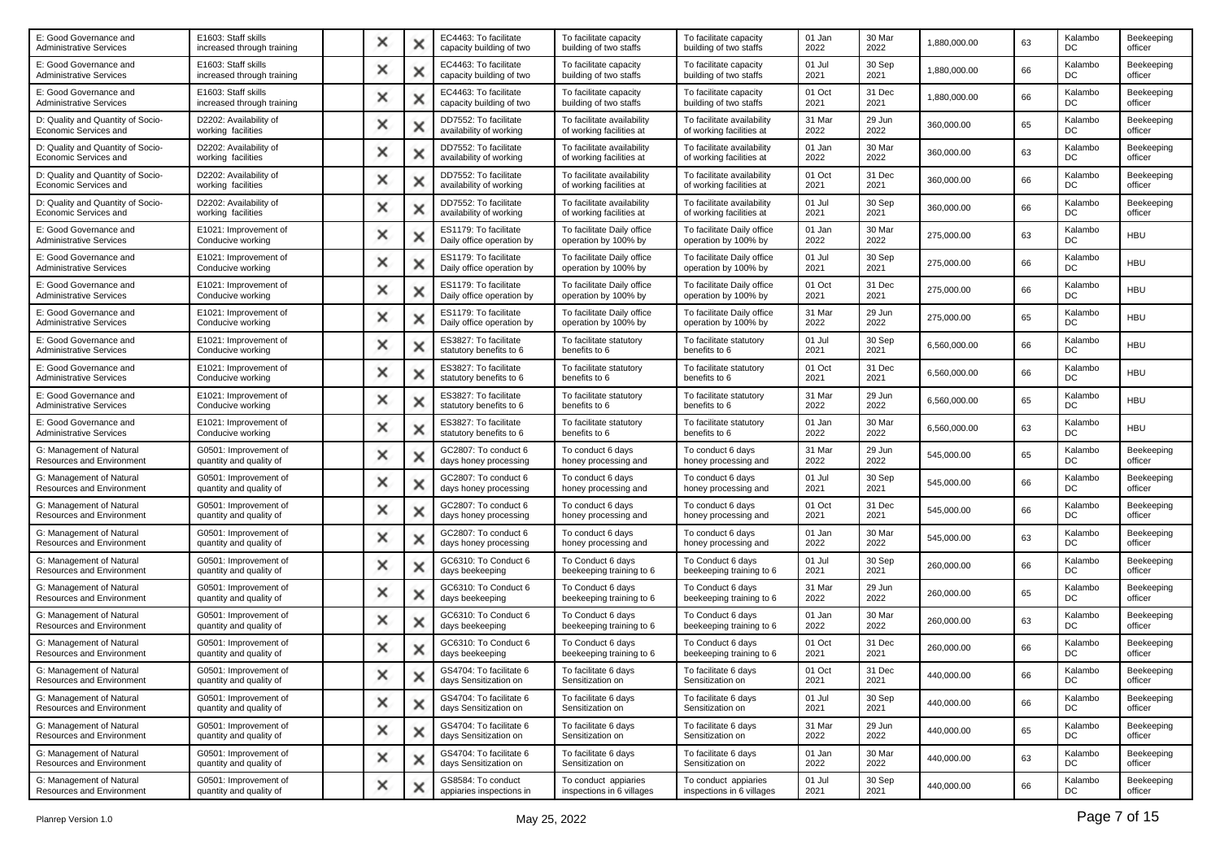| | | | | | | | | | | | | | |
|---|---|---|---|---|---|---|---|---|---|---|---|---|---|
| E: Good Governance and Administrative Services | E1603: Staff skills increased through training | | × | × | EC4463: To facilitate capacity building of two | To facilitate capacity building of two staffs | To facilitate capacity building of two staffs | 01 Jan 2022 | 30 Mar 2022 | 1,880,000.00 | 63 | Kalambo DC | Beekeeping officer |
| E: Good Governance and Administrative Services | E1603: Staff skills increased through training | | × | × | EC4463: To facilitate capacity building of two | To facilitate capacity building of two staffs | To facilitate capacity building of two staffs | 01 Jul 2021 | 30 Sep 2021 | 1,880,000.00 | 66 | Kalambo DC | Beekeeping officer |
| E: Good Governance and Administrative Services | E1603: Staff skills increased through training | | × | × | EC4463: To facilitate capacity building of two | To facilitate capacity building of two staffs | To facilitate capacity building of two staffs | 01 Oct 2021 | 31 Dec 2021 | 1,880,000.00 | 66 | Kalambo DC | Beekeeping officer |
| D: Quality and Quantity of Socio-Economic Services and | D2202: Availability of working facilities | | × | × | DD7552: To facilitate availability of working | To facilitate availability of working facilities at | To facilitate availability of working facilities at | 31 Mar 2022 | 29 Jun 2022 | 360,000.00 | 65 | Kalambo DC | Beekeeping officer |
| D: Quality and Quantity of Socio-Economic Services and | D2202: Availability of working facilities | | × | × | DD7552: To facilitate availability of working | To facilitate availability of working facilities at | To facilitate availability of working facilities at | 01 Jan 2022 | 30 Mar 2022 | 360,000.00 | 63 | Kalambo DC | Beekeeping officer |
| D: Quality and Quantity of Socio-Economic Services and | D2202: Availability of working facilities | | × | × | DD7552: To facilitate availability of working | To facilitate availability of working facilities at | To facilitate availability of working facilities at | 01 Oct 2021 | 31 Dec 2021 | 360,000.00 | 66 | Kalambo DC | Beekeeping officer |
| D: Quality and Quantity of Socio-Economic Services and | D2202: Availability of working facilities | | × | × | DD7552: To facilitate availability of working | To facilitate availability of working facilities at | To facilitate availability of working facilities at | 01 Jul 2021 | 30 Sep 2021 | 360,000.00 | 66 | Kalambo DC | Beekeeping officer |
| E: Good Governance and Administrative Services | E1021: Improvement of Conducive working | | × | × | ES1179: To facilitate Daily office operation by | To facilitate Daily office operation by 100% by | To facilitate Daily office operation by 100% by | 01 Jan 2022 | 30 Mar 2022 | 275,000.00 | 63 | Kalambo DC | HBU |
| E: Good Governance and Administrative Services | E1021: Improvement of Conducive working | | × | × | ES1179: To facilitate Daily office operation by | To facilitate Daily office operation by 100% by | To facilitate Daily office operation by 100% by | 01 Jul 2021 | 30 Sep 2021 | 275,000.00 | 66 | Kalambo DC | HBU |
| E: Good Governance and Administrative Services | E1021: Improvement of Conducive working | | × | × | ES1179: To facilitate Daily office operation by | To facilitate Daily office operation by 100% by | To facilitate Daily office operation by 100% by | 01 Oct 2021 | 31 Dec 2021 | 275,000.00 | 66 | Kalambo DC | HBU |
| E: Good Governance and Administrative Services | E1021: Improvement of Conducive working | | × | × | ES1179: To facilitate Daily office operation by | To facilitate Daily office operation by 100% by | To facilitate Daily office operation by 100% by | 31 Mar 2022 | 29 Jun 2022 | 275,000.00 | 65 | Kalambo DC | HBU |
| E: Good Governance and Administrative Services | E1021: Improvement of Conducive working | | × | × | ES3827: To facilitate statutory benefits to 6 | To facilitate statutory benefits to 6 | To facilitate statutory benefits to 6 | 01 Jul 2021 | 30 Sep 2021 | 6,560,000.00 | 66 | Kalambo DC | HBU |
| E: Good Governance and Administrative Services | E1021: Improvement of Conducive working | | × | × | ES3827: To facilitate statutory benefits to 6 | To facilitate statutory benefits to 6 | To facilitate statutory benefits to 6 | 01 Oct 2021 | 31 Dec 2021 | 6,560,000.00 | 66 | Kalambo DC | HBU |
| E: Good Governance and Administrative Services | E1021: Improvement of Conducive working | | × | × | ES3827: To facilitate statutory benefits to 6 | To facilitate statutory benefits to 6 | To facilitate statutory benefits to 6 | 31 Mar 2022 | 29 Jun 2022 | 6,560,000.00 | 65 | Kalambo DC | HBU |
| E: Good Governance and Administrative Services | E1021: Improvement of Conducive working | | × | × | ES3827: To facilitate statutory benefits to 6 | To facilitate statutory benefits to 6 | To facilitate statutory benefits to 6 | 01 Jan 2022 | 30 Mar 2022 | 6,560,000.00 | 63 | Kalambo DC | HBU |
| G: Management of Natural Resources and Environment | G0501: Improvement of quantity and quality of | | × | × | GC2807: To conduct 6 days honey processing | To conduct 6 days honey processing and | To conduct 6 days honey processing and | 31 Mar 2022 | 29 Jun 2022 | 545,000.00 | 65 | Kalambo DC | Beekeeping officer |
| G: Management of Natural Resources and Environment | G0501: Improvement of quantity and quality of | | × | × | GC2807: To conduct 6 days honey processing | To conduct 6 days honey processing and | To conduct 6 days honey processing and | 01 Jul 2021 | 30 Sep 2021 | 545,000.00 | 66 | Kalambo DC | Beekeeping officer |
| G: Management of Natural Resources and Environment | G0501: Improvement of quantity and quality of | | × | × | GC2807: To conduct 6 days honey processing | To conduct 6 days honey processing and | To conduct 6 days honey processing and | 01 Oct 2021 | 31 Dec 2021 | 545,000.00 | 66 | Kalambo DC | Beekeeping officer |
| G: Management of Natural Resources and Environment | G0501: Improvement of quantity and quality of | | × | × | GC2807: To conduct 6 days honey processing | To conduct 6 days honey processing and | To conduct 6 days honey processing and | 01 Jan 2022 | 30 Mar 2022 | 545,000.00 | 63 | Kalambo DC | Beekeeping officer |
| G: Management of Natural Resources and Environment | G0501: Improvement of quantity and quality of | | × | × | GC6310: To Conduct 6 days beekeeping | To Conduct 6 days beekeeping training to 6 | To Conduct 6 days beekeeping training to 6 | 01 Jul 2021 | 30 Sep 2021 | 260,000.00 | 66 | Kalambo DC | Beekeeping officer |
| G: Management of Natural Resources and Environment | G0501: Improvement of quantity and quality of | | × | × | GC6310: To Conduct 6 days beekeeping | To Conduct 6 days beekeeping training to 6 | To Conduct 6 days beekeeping training to 6 | 31 Mar 2022 | 29 Jun 2022 | 260,000.00 | 65 | Kalambo DC | Beekeeping officer |
| G: Management of Natural Resources and Environment | G0501: Improvement of quantity and quality of | | × | × | GC6310: To Conduct 6 days beekeeping | To Conduct 6 days beekeeping training to 6 | To Conduct 6 days beekeeping training to 6 | 01 Jan 2022 | 30 Mar 2022 | 260,000.00 | 63 | Kalambo DC | Beekeeping officer |
| G: Management of Natural Resources and Environment | G0501: Improvement of quantity and quality of | | × | × | GC6310: To Conduct 6 days beekeeping | To Conduct 6 days beekeeping training to 6 | To Conduct 6 days beekeeping training to 6 | 01 Oct 2021 | 31 Dec 2021 | 260,000.00 | 66 | Kalambo DC | Beekeeping officer |
| G: Management of Natural Resources and Environment | G0501: Improvement of quantity and quality of | | × | × | GS4704: To facilitate 6 days Sensitization on | To facilitate 6 days Sensitization on | To facilitate 6 days Sensitization on | 01 Oct 2021 | 31 Dec 2021 | 440,000.00 | 66 | Kalambo DC | Beekeeping officer |
| G: Management of Natural Resources and Environment | G0501: Improvement of quantity and quality of | | × | × | GS4704: To facilitate 6 days Sensitization on | To facilitate 6 days Sensitization on | To facilitate 6 days Sensitization on | 01 Jul 2021 | 30 Sep 2021 | 440,000.00 | 66 | Kalambo DC | Beekeeping officer |
| G: Management of Natural Resources and Environment | G0501: Improvement of quantity and quality of | | × | × | GS4704: To facilitate 6 days Sensitization on | To facilitate 6 days Sensitization on | To facilitate 6 days Sensitization on | 31 Mar 2022 | 29 Jun 2022 | 440,000.00 | 65 | Kalambo DC | Beekeeping officer |
| G: Management of Natural Resources and Environment | G0501: Improvement of quantity and quality of | | × | × | GS4704: To facilitate 6 days Sensitization on | To facilitate 6 days Sensitization on | To facilitate 6 days Sensitization on | 01 Jan 2022 | 30 Mar 2022 | 440,000.00 | 63 | Kalambo DC | Beekeeping officer |
| G: Management of Natural Resources and Environment | G0501: Improvement of quantity and quality of | | × | × | GS8584: To conduct appiaries inspections in | To conduct appiaries inspections in 6 villages | To conduct appiaries inspections in 6 villages | 01 Jul 2021 | 30 Sep 2021 | 440,000.00 | 66 | Kalambo DC | Beekeeping officer |

Planrep Version 1.0 May 25, 2022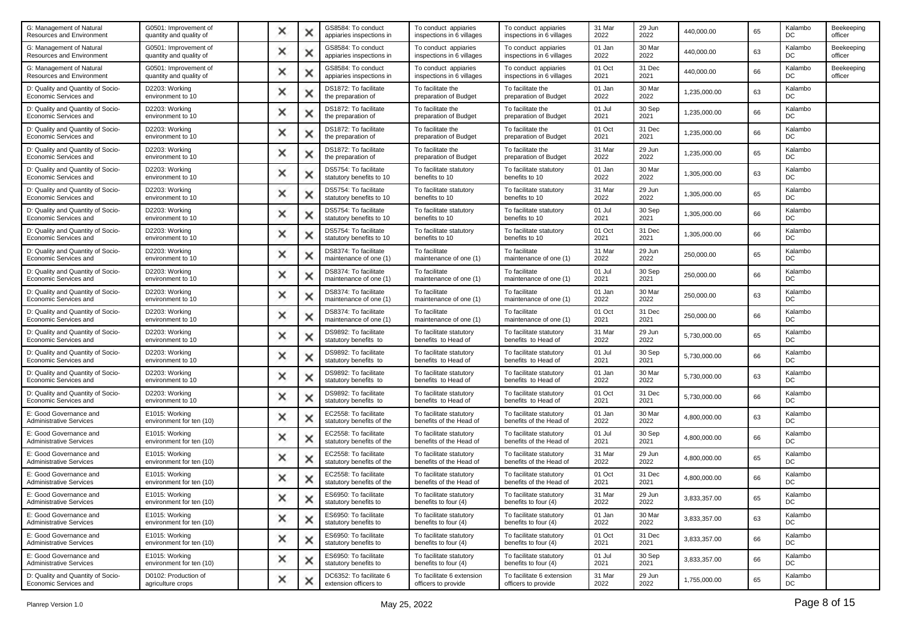| | | | | | | | | | | | | | |
|---|---|---|---|---|---|---|---|---|---|---|---|---|---|
| G: Management of Natural Resources and Environment | G0501: Improvement of quantity and quality of | | × | × | GS8584: To conduct appiaries inspections in | To conduct appiaries inspections in 6 villages | To conduct appiaries inspections in 6 villages | 31 Mar 2022 | 29 Jun 2022 | 440,000.00 | 65 | Kalambo DC | Beekeeping officer |
| G: Management of Natural Resources and Environment | G0501: Improvement of quantity and quality of | | × | × | GS8584: To conduct appiaries inspections in | To conduct appiaries inspections in 6 villages | To conduct appiaries inspections in 6 villages | 01 Jan 2022 | 30 Mar 2022 | 440,000.00 | 63 | Kalambo DC | Beekeeping officer |
| G: Management of Natural Resources and Environment | G0501: Improvement of quantity and quality of | | × | × | GS8584: To conduct appiaries inspections in | To conduct appiaries inspections in 6 villages | To conduct appiaries inspections in 6 villages | 01 Oct 2021 | 31 Dec 2021 | 440,000.00 | 66 | Kalambo DC | Beekeeping officer |
| D: Quality and Quantity of Socio-Economic Services and | D2203: Working environment to 10 | | × | × | DS1872: To facilitate the preparation of | To facilitate the preparation of Budget | To facilitate the preparation of Budget | 01 Jan 2022 | 30 Mar 2022 | 1,235,000.00 | 63 | Kalambo DC | |
| D: Quality and Quantity of Socio-Economic Services and | D2203: Working environment to 10 | | × | × | DS1872: To facilitate the preparation of | To facilitate the preparation of Budget | To facilitate the preparation of Budget | 01 Jul 2021 | 30 Sep 2021 | 1,235,000.00 | 66 | Kalambo DC | |
| D: Quality and Quantity of Socio-Economic Services and | D2203: Working environment to 10 | | × | × | DS1872: To facilitate the preparation of | To facilitate the preparation of Budget | To facilitate the preparation of Budget | 01 Oct 2021 | 31 Dec 2021 | 1,235,000.00 | 66 | Kalambo DC | |
| D: Quality and Quantity of Socio-Economic Services and | D2203: Working environment to 10 | | × | × | DS1872: To facilitate the preparation of | To facilitate the preparation of Budget | To facilitate the preparation of Budget | 31 Mar 2022 | 29 Jun 2022 | 1,235,000.00 | 65 | Kalambo DC | |
| D: Quality and Quantity of Socio-Economic Services and | D2203: Working environment to 10 | | × | × | DS5754: To facilitate statutory benefits to 10 | To facilitate statutory benefits to 10 | To facilitate statutory benefits to 10 | 01 Jan 2022 | 30 Mar 2022 | 1,305,000.00 | 63 | Kalambo DC | |
| D: Quality and Quantity of Socio-Economic Services and | D2203: Working environment to 10 | | × | × | DS5754: To facilitate statutory benefits to 10 | To facilitate statutory benefits to 10 | To facilitate statutory benefits to 10 | 31 Mar 2022 | 29 Jun 2022 | 1,305,000.00 | 65 | Kalambo DC | |
| D: Quality and Quantity of Socio-Economic Services and | D2203: Working environment to 10 | | × | × | DS5754: To facilitate statutory benefits to 10 | To facilitate statutory benefits to 10 | To facilitate statutory benefits to 10 | 01 Jul 2021 | 30 Sep 2021 | 1,305,000.00 | 66 | Kalambo DC | |
| D: Quality and Quantity of Socio-Economic Services and | D2203: Working environment to 10 | | × | × | DS5754: To facilitate statutory benefits to 10 | To facilitate statutory benefits to 10 | To facilitate statutory benefits to 10 | 01 Oct 2021 | 31 Dec 2021 | 1,305,000.00 | 66 | Kalambo DC | |
| D: Quality and Quantity of Socio-Economic Services and | D2203: Working environment to 10 | | × | × | DS8374: To facilitate maintenance of one (1) | To facilitate maintenance of one (1) | To facilitate maintenance of one (1) | 31 Mar 2022 | 29 Jun 2022 | 250,000.00 | 65 | Kalambo DC | |
| D: Quality and Quantity of Socio-Economic Services and | D2203: Working environment to 10 | | × | × | DS8374: To facilitate maintenance of one (1) | To facilitate maintenance of one (1) | To facilitate maintenance of one (1) | 01 Jul 2021 | 30 Sep 2021 | 250,000.00 | 66 | Kalambo DC | |
| D: Quality and Quantity of Socio-Economic Services and | D2203: Working environment to 10 | | × | × | DS8374: To facilitate maintenance of one (1) | To facilitate maintenance of one (1) | To facilitate maintenance of one (1) | 01 Jan 2022 | 30 Mar 2022 | 250,000.00 | 63 | Kalambo DC | |
| D: Quality and Quantity of Socio-Economic Services and | D2203: Working environment to 10 | | × | × | DS8374: To facilitate maintenance of one (1) | To facilitate maintenance of one (1) | To facilitate maintenance of one (1) | 01 Oct 2021 | 31 Dec 2021 | 250,000.00 | 66 | Kalambo DC | |
| D: Quality and Quantity of Socio-Economic Services and | D2203: Working environment to 10 | | × | × | DS9892: To facilitate statutory benefits to | To facilitate statutory benefits to Head of | To facilitate statutory benefits to Head of | 31 Mar 2022 | 29 Jun 2022 | 5,730,000.00 | 65 | Kalambo DC | |
| D: Quality and Quantity of Socio-Economic Services and | D2203: Working environment to 10 | | × | × | DS9892: To facilitate statutory benefits to | To facilitate statutory benefits to Head of | To facilitate statutory benefits to Head of | 01 Jul 2021 | 30 Sep 2021 | 5,730,000.00 | 66 | Kalambo DC | |
| D: Quality and Quantity of Socio-Economic Services and | D2203: Working environment to 10 | | × | × | DS9892: To facilitate statutory benefits to | To facilitate statutory benefits to Head of | To facilitate statutory benefits to Head of | 01 Jan 2022 | 30 Mar 2022 | 5,730,000.00 | 63 | Kalambo DC | |
| D: Quality and Quantity of Socio-Economic Services and | D2203: Working environment to 10 | | × | × | DS9892: To facilitate statutory benefits to | To facilitate statutory benefits to Head of | To facilitate statutory benefits to Head of | 01 Oct 2021 | 31 Dec 2021 | 5,730,000.00 | 66 | Kalambo DC | |
| E: Good Governance and Administrative Services | E1015: Working environment for ten (10) | | × | × | EC2558: To facilitate statutory benefits of the | To facilitate statutory benefits of the Head of | To facilitate statutory benefits of the Head of | 01 Jan 2022 | 30 Mar 2022 | 4,800,000.00 | 63 | Kalambo DC | |
| E: Good Governance and Administrative Services | E1015: Working environment for ten (10) | | × | × | EC2558: To facilitate statutory benefits of the | To facilitate statutory benefits of the Head of | To facilitate statutory benefits of the Head of | 01 Jul 2021 | 30 Sep 2021 | 4,800,000.00 | 66 | Kalambo DC | |
| E: Good Governance and Administrative Services | E1015: Working environment for ten (10) | | × | × | EC2558: To facilitate statutory benefits of the | To facilitate statutory benefits of the Head of | To facilitate statutory benefits of the Head of | 31 Mar 2022 | 29 Jun 2022 | 4,800,000.00 | 65 | Kalambo DC | |
| E: Good Governance and Administrative Services | E1015: Working environment for ten (10) | | × | × | EC2558: To facilitate statutory benefits of the | To facilitate statutory benefits of the Head of | To facilitate statutory benefits of the Head of | 01 Oct 2021 | 31 Dec 2021 | 4,800,000.00 | 66 | Kalambo DC | |
| E: Good Governance and Administrative Services | E1015: Working environment for ten (10) | | × | × | ES6950: To facilitate statutory benefits to | To facilitate statutory benefits to four (4) | To facilitate statutory benefits to four (4) | 31 Mar 2022 | 29 Jun 2022 | 3,833,357.00 | 65 | Kalambo DC | |
| E: Good Governance and Administrative Services | E1015: Working environment for ten (10) | | × | × | ES6950: To facilitate statutory benefits to | To facilitate statutory benefits to four (4) | To facilitate statutory benefits to four (4) | 01 Jan 2022 | 30 Mar 2022 | 3,833,357.00 | 63 | Kalambo DC | |
| E: Good Governance and Administrative Services | E1015: Working environment for ten (10) | | × | × | ES6950: To facilitate statutory benefits to | To facilitate statutory benefits to four (4) | To facilitate statutory benefits to four (4) | 01 Oct 2021 | 31 Dec 2021 | 3,833,357.00 | 66 | Kalambo DC | |
| E: Good Governance and Administrative Services | E1015: Working environment for ten (10) | | × | × | ES6950: To facilitate statutory benefits to | To facilitate statutory benefits to four (4) | To facilitate statutory benefits to four (4) | 01 Jul 2021 | 30 Sep 2021 | 3,833,357.00 | 66 | Kalambo DC | |
| D: Quality and Quantity of Socio-Economic Services and | D0102: Production of agriculture crops | | × | × | DC6352: To facilitate 6 extension officers to | To facilitate 6 extension officers to provide | To facilitate 6 extension officers to provide | 31 Mar 2022 | 29 Jun 2022 | 1,755,000.00 | 65 | Kalambo DC | |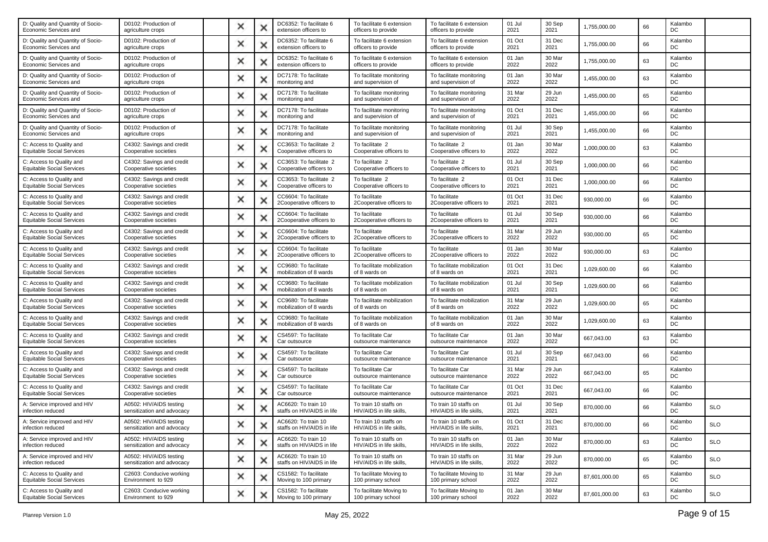| | | | | | | | | | | | | | |
|---|---|---|---|---|---|---|---|---|---|---|---|---|---|
| D: Quality and Quantity of Socio-Economic Services and | D0102: Production of agriculture crops | | × | × | DC6352: To facilitate 6 extension officers to | To facilitate 6 extension officers to provide | To facilitate 6 extension officers to provide | 01 Jul 2021 | 30 Sep 2021 | 1,755,000.00 | 66 | Kalambo DC | |
| D: Quality and Quantity of Socio-Economic Services and | D0102: Production of agriculture crops | | × | × | DC6352: To facilitate 6 extension officers to | To facilitate 6 extension officers to provide | To facilitate 6 extension officers to provide | 01 Oct 2021 | 31 Dec 2021 | 1,755,000.00 | 66 | Kalambo DC | |
| D: Quality and Quantity of Socio-Economic Services and | D0102: Production of agriculture crops | | × | × | DC6352: To facilitate 6 extension officers to | To facilitate 6 extension officers to provide | To facilitate 6 extension officers to provide | 01 Jan 2022 | 30 Mar 2022 | 1,755,000.00 | 63 | Kalambo DC | |
| D: Quality and Quantity of Socio-Economic Services and | D0102: Production of agriculture crops | | × | × | DC7178: To facilitate monitoring and | To facilitate monitoring and supervision of | To facilitate monitoring and supervision of | 01 Jan 2022 | 30 Mar 2022 | 1,455,000.00 | 63 | Kalambo DC | |
| D: Quality and Quantity of Socio-Economic Services and | D0102: Production of agriculture crops | | × | × | DC7178: To facilitate monitoring and | To facilitate monitoring and supervision of | To facilitate monitoring and supervision of | 31 Mar 2022 | 29 Jun 2022 | 1,455,000.00 | 65 | Kalambo DC | |
| D: Quality and Quantity of Socio-Economic Services and | D0102: Production of agriculture crops | | × | × | DC7178: To facilitate monitoring and | To facilitate monitoring and supervision of | To facilitate monitoring and supervision of | 01 Oct 2021 | 31 Dec 2021 | 1,455,000.00 | 66 | Kalambo DC | |
| D: Quality and Quantity of Socio-Economic Services and | D0102: Production of agriculture crops | | × | × | DC7178: To facilitate monitoring and | To facilitate monitoring and supervision of | To facilitate monitoring and supervision of | 01 Jul 2021 | 30 Sep 2021 | 1,455,000.00 | 66 | Kalambo DC | |
| C: Access to Quality and Equitable Social Services | C4302: Savings and credit Cooperative societies | | × | × | CC3653: To facilitate 2 Cooperative officers to | To facilitate 2 Cooperative officers to | To facilitate 2 Cooperative officers to | 01 Jan 2022 | 30 Mar 2022 | 1,000,000.00 | 63 | Kalambo DC | |
| C: Access to Quality and Equitable Social Services | C4302: Savings and credit Cooperative societies | | × | × | CC3653: To facilitate 2 Cooperative officers to | To facilitate 2 Cooperative officers to | To facilitate 2 Cooperative officers to | 01 Jul 2021 | 30 Sep 2021 | 1,000,000.00 | 66 | Kalambo DC | |
| C: Access to Quality and Equitable Social Services | C4302: Savings and credit Cooperative societies | | × | × | CC3653: To facilitate 2 Cooperative officers to | To facilitate 2 Cooperative officers to | To facilitate 2 Cooperative officers to | 01 Oct 2021 | 31 Dec 2021 | 1,000,000.00 | 66 | Kalambo DC | |
| C: Access to Quality and Equitable Social Services | C4302: Savings and credit Cooperative societies | | × | × | CC6604: To facilitate 2Cooperative officers to | To facilitate 2Cooperative officers to | To facilitate 2Cooperative officers to | 01 Oct 2021 | 31 Dec 2021 | 930,000.00 | 66 | Kalambo DC | |
| C: Access to Quality and Equitable Social Services | C4302: Savings and credit Cooperative societies | | × | × | CC6604: To facilitate 2Cooperative officers to | To facilitate 2Cooperative officers to | To facilitate 2Cooperative officers to | 01 Jul 2021 | 30 Sep 2021 | 930,000.00 | 66 | Kalambo DC | |
| C: Access to Quality and Equitable Social Services | C4302: Savings and credit Cooperative societies | | × | × | CC6604: To facilitate 2Cooperative officers to | To facilitate 2Cooperative officers to | To facilitate 2Cooperative officers to | 31 Mar 2022 | 29 Jun 2022 | 930,000.00 | 65 | Kalambo DC | |
| C: Access to Quality and Equitable Social Services | C4302: Savings and credit Cooperative societies | | × | × | CC6604: To facilitate 2Cooperative officers to | To facilitate 2Cooperative officers to | To facilitate 2Cooperative officers to | 01 Jan 2022 | 30 Mar 2022 | 930,000.00 | 63 | Kalambo DC | |
| C: Access to Quality and Equitable Social Services | C4302: Savings and credit Cooperative societies | | × | × | CC9680: To facilitate mobilization of 8 wards | To facilitate mobilization of 8 wards on | To facilitate mobilization of 8 wards on | 01 Oct 2021 | 31 Dec 2021 | 1,029,600.00 | 66 | Kalambo DC | |
| C: Access to Quality and Equitable Social Services | C4302: Savings and credit Cooperative societies | | × | × | CC9680: To facilitate mobilization of 8 wards | To facilitate mobilization of 8 wards on | To facilitate mobilization of 8 wards on | 01 Jul 2021 | 30 Sep 2021 | 1,029,600.00 | 66 | Kalambo DC | |
| C: Access to Quality and Equitable Social Services | C4302: Savings and credit Cooperative societies | | × | × | CC9680: To facilitate mobilization of 8 wards | To facilitate mobilization of 8 wards on | To facilitate mobilization of 8 wards on | 31 Mar 2022 | 29 Jun 2022 | 1,029,600.00 | 65 | Kalambo DC | |
| C: Access to Quality and Equitable Social Services | C4302: Savings and credit Cooperative societies | | × | × | CC9680: To facilitate mobilization of 8 wards | To facilitate mobilization of 8 wards on | To facilitate mobilization of 8 wards on | 01 Jan 2022 | 30 Mar 2022 | 1,029,600.00 | 63 | Kalambo DC | |
| C: Access to Quality and Equitable Social Services | C4302: Savings and credit Cooperative societies | | × | × | CS4597: To facilitate Car outsource | To facilitate Car outsource maintenance | To facilitate Car outsource maintenance | 01 Jan 2022 | 30 Mar 2022 | 667,043.00 | 63 | Kalambo DC | |
| C: Access to Quality and Equitable Social Services | C4302: Savings and credit Cooperative societies | | × | × | CS4597: To facilitate Car outsource | To facilitate Car outsource maintenance | To facilitate Car outsource maintenance | 01 Jul 2021 | 30 Sep 2021 | 667,043.00 | 66 | Kalambo DC | |
| C: Access to Quality and Equitable Social Services | C4302: Savings and credit Cooperative societies | | × | × | CS4597: To facilitate Car outsource | To facilitate Car outsource maintenance | To facilitate Car outsource maintenance | 31 Mar 2022 | 29 Jun 2022 | 667,043.00 | 65 | Kalambo DC | |
| C: Access to Quality and Equitable Social Services | C4302: Savings and credit Cooperative societies | | × | × | CS4597: To facilitate Car outsource | To facilitate Car outsource maintenance | To facilitate Car outsource maintenance | 01 Oct 2021 | 31 Dec 2021 | 667,043.00 | 66 | Kalambo DC | |
| A: Service improved and HIV infection reduced | A0502: HIV/AIDS testing sensitization and advocacy | | × | × | AC6620: To train 10 staffs on HIV/AIDS in life | To train 10 staffs on HIV/AIDS in life skills, | To train 10 staffs on HIV/AIDS in life skills, | 01 Jul 2021 | 30 Sep 2021 | 870,000.00 | 66 | Kalambo DC | SLO |
| A: Service improved and HIV infection reduced | A0502: HIV/AIDS testing sensitization and advocacy | | × | × | AC6620: To train 10 staffs on HIV/AIDS in life | To train 10 staffs on HIV/AIDS in life skills, | To train 10 staffs on HIV/AIDS in life skills, | 01 Oct 2021 | 31 Dec 2021 | 870,000.00 | 66 | Kalambo DC | SLO |
| A: Service improved and HIV infection reduced | A0502: HIV/AIDS testing sensitization and advocacy | | × | × | AC6620: To train 10 staffs on HIV/AIDS in life | To train 10 staffs on HIV/AIDS in life skills, | To train 10 staffs on HIV/AIDS in life skills, | 01 Jan 2022 | 30 Mar 2022 | 870,000.00 | 63 | Kalambo DC | SLO |
| A: Service improved and HIV infection reduced | A0502: HIV/AIDS testing sensitization and advocacy | | × | × | AC6620: To train 10 staffs on HIV/AIDS in life | To train 10 staffs on HIV/AIDS in life skills, | To train 10 staffs on HIV/AIDS in life skills, | 31 Mar 2022 | 29 Jun 2022 | 870,000.00 | 65 | Kalambo DC | SLO |
| C: Access to Quality and Equitable Social Services | C2603: Conducive working Environment to 929 | | × | × | CS1582: To facilitate Moving to 100 primary | To facilitate Moving to 100 primary school | To facilitate Moving to 100 primary school | 31 Mar 2022 | 29 Jun 2022 | 87,601,000.00 | 65 | Kalambo DC | SLO |
| C: Access to Quality and Equitable Social Services | C2603: Conducive working Environment to 929 | | × | × | CS1582: To facilitate Moving to 100 primary | To facilitate Moving to 100 primary school | To facilitate Moving to 100 primary school | 01 Jan 2022 | 30 Mar 2022 | 87,601,000.00 | 63 | Kalambo DC | SLO |

Planrep Version 1.0 May 25, 2022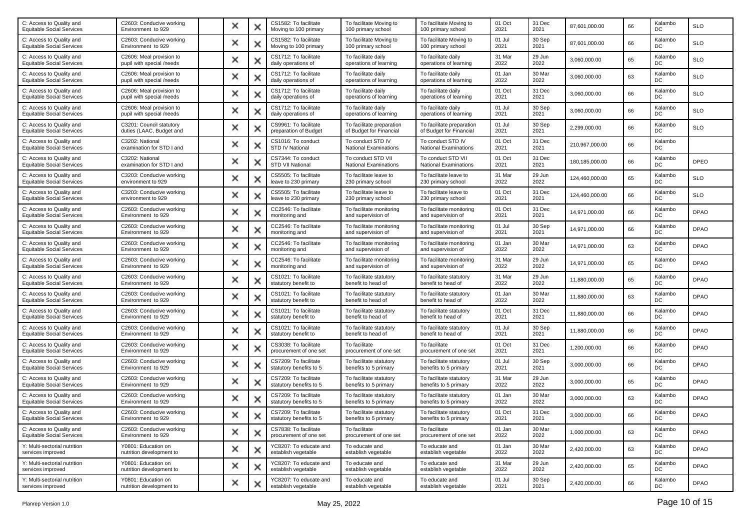| | | | | | | | | | | | | |
|---|---|---|---|---|---|---|---|---|---|---|---|---|
| C: Access to Quality and Equitable Social Services | C2603: Conducive working Environment to 929 | ✕ | ✕ | CS1582: To facilitate Moving to 100 primary | To facilitate Moving to 100 primary school | To facilitate Moving to 100 primary school | 01 Oct 2021 | 31 Dec 2021 | 87,601,000.00 | 66 | Kalambo DC | SLO |
| C: Access to Quality and Equitable Social Services | C2603: Conducive working Environment to 929 | ✕ | ✕ | CS1582: To facilitate Moving to 100 primary | To facilitate Moving to 100 primary school | To facilitate Moving to 100 primary school | 01 Jul 2021 | 30 Sep 2021 | 87,601,000.00 | 66 | Kalambo DC | SLO |
| C: Access to Quality and Equitable Social Services | C2606: Meal provision to pupil with special /needs | ✕ | ✕ | CS1712: To facilitate daily operations of | To facilitate daily operations of learning | To facilitate daily operations of learning | 31 Mar 2022 | 29 Jun 2022 | 3,060,000.00 | 65 | Kalambo DC | SLO |
| C: Access to Quality and Equitable Social Services | C2606: Meal provision to pupil with special /needs | ✕ | ✕ | CS1712: To facilitate daily operations of | To facilitate daily operations of learning | To facilitate daily operations of learning | 01 Jan 2022 | 30 Mar 2022 | 3,060,000.00 | 63 | Kalambo DC | SLO |
| C: Access to Quality and Equitable Social Services | C2606: Meal provision to pupil with special /needs | ✕ | ✕ | CS1712: To facilitate daily operations of | To facilitate daily operations of learning | To facilitate daily operations of learning | 01 Oct 2021 | 31 Dec 2021 | 3,060,000.00 | 66 | Kalambo DC | SLO |
| C: Access to Quality and Equitable Social Services | C2606: Meal provision to pupil with special /needs | ✕ | ✕ | CS1712: To facilitate daily operations of | To facilitate daily operations of learning | To facilitate daily operations of learning | 01 Jul 2021 | 30 Sep 2021 | 3,060,000.00 | 66 | Kalambo DC | SLO |
| C: Access to Quality and Equitable Social Services | C3201: Council statutory duties (LAAC, Budget and | ✕ | ✕ | CS9961: To facilitate preparation of Budget | To facilitate preparation of Budget for Financial | To facilitate preparation of Budget for Financial | 01 Jul 2021 | 30 Sep 2021 | 2,299,000.00 | 66 | Kalambo DC | SLO |
| C: Access to Quality and Equitable Social Services | C3202: National examination for STD I and | ✕ | ✕ | CS1016: To conduct STD IV National | To conduct STD IV National Examinations | To conduct STD IV National Examinations | 01 Oct 2021 | 31 Dec 2021 | 210,967,000.00 | 66 | Kalambo DC | |
| C: Access to Quality and Equitable Social Services | C3202: National examination for STD I and | ✕ | ✕ | CS7344: To conduct STD VII National | To conduct STD VII National Examinations | To conduct STD VII National Examinations | 01 Oct 2021 | 31 Dec 2021 | 180,185,000.00 | 66 | Kalambo DC | DPEO |
| C: Access to Quality and Equitable Social Services | C3203: Conducive working environment to 929 | ✕ | ✕ | CS5505: To facilitate leave to 230 primary | To facilitate leave to 230 primary school | To facilitate leave to 230 primary school | 31 Mar 2022 | 29 Jun 2022 | 124,460,000.00 | 65 | Kalambo DC | SLO |
| C: Access to Quality and Equitable Social Services | C3203: Conducive working environment to 929 | ✕ | ✕ | CS5505: To facilitate leave to 230 primary | To facilitate leave to 230 primary school | To facilitate leave to 230 primary school | 01 Oct 2021 | 31 Dec 2021 | 124,460,000.00 | 66 | Kalambo DC | SLO |
| C: Access to Quality and Equitable Social Services | C2603: Conducive working Environment to 929 | ✕ | ✕ | CC2546: To facilitate monitoring and | To facilitate monitoring and supervision of | To facilitate monitoring and supervision of | 01 Oct 2021 | 31 Dec 2021 | 14,971,000.00 | 66 | Kalambo DC | DPAO |
| C: Access to Quality and Equitable Social Services | C2603: Conducive working Environment to 929 | ✕ | ✕ | CC2546: To facilitate monitoring and | To facilitate monitoring and supervision of | To facilitate monitoring and supervision of | 01 Jul 2021 | 30 Sep 2021 | 14,971,000.00 | 66 | Kalambo DC | DPAO |
| C: Access to Quality and Equitable Social Services | C2603: Conducive working Environment to 929 | ✕ | ✕ | CC2546: To facilitate monitoring and | To facilitate monitoring and supervision of | To facilitate monitoring and supervision of | 01 Jan 2022 | 30 Mar 2022 | 14,971,000.00 | 63 | Kalambo DC | DPAO |
| C: Access to Quality and Equitable Social Services | C2603: Conducive working Environment to 929 | ✕ | ✕ | CC2546: To facilitate monitoring and | To facilitate monitoring and supervision of | To facilitate monitoring and supervision of | 31 Mar 2022 | 29 Jun 2022 | 14,971,000.00 | 65 | Kalambo DC | DPAO |
| C: Access to Quality and Equitable Social Services | C2603: Conducive working Environment to 929 | ✕ | ✕ | CS1021: To facilitate statutory benefit to | To facilitate statutory benefit to head of | To facilitate statutory benefit to head of | 31 Mar 2022 | 29 Jun 2022 | 11,880,000.00 | 65 | Kalambo DC | DPAO |
| C: Access to Quality and Equitable Social Services | C2603: Conducive working Environment to 929 | ✕ | ✕ | CS1021: To facilitate statutory benefit to | To facilitate statutory benefit to head of | To facilitate statutory benefit to head of | 01 Jan 2022 | 30 Mar 2022 | 11,880,000.00 | 63 | Kalambo DC | DPAO |
| C: Access to Quality and Equitable Social Services | C2603: Conducive working Environment to 929 | ✕ | ✕ | CS1021: To facilitate statutory benefit to | To facilitate statutory benefit to head of | To facilitate statutory benefit to head of | 01 Oct 2021 | 31 Dec 2021 | 11,880,000.00 | 66 | Kalambo DC | DPAO |
| C: Access to Quality and Equitable Social Services | C2603: Conducive working Environment to 929 | ✕ | ✕ | CS1021: To facilitate statutory benefit to | To facilitate statutory benefit to head of | To facilitate statutory benefit to head of | 01 Jul 2021 | 30 Sep 2021 | 11,880,000.00 | 66 | Kalambo DC | DPAO |
| C: Access to Quality and Equitable Social Services | C2603: Conducive working Environment to 929 | ✕ | ✕ | CS3038: To facilitate procurement of one set | To facilitate procurement of one set | To facilitate procurement of one set | 01 Oct 2021 | 31 Dec 2021 | 1,200,000.00 | 66 | Kalambo DC | DPAO |
| C: Access to Quality and Equitable Social Services | C2603: Conducive working Environment to 929 | ✕ | ✕ | CS7209: To facilitate statutory benefits to 5 | To facilitate statutory benefits to 5 primary | To facilitate statutory benefits to 5 primary | 01 Jul 2021 | 30 Sep 2021 | 3,000,000.00 | 66 | Kalambo DC | DPAO |
| C: Access to Quality and Equitable Social Services | C2603: Conducive working Environment to 929 | ✕ | ✕ | CS7209: To facilitate statutory benefits to 5 | To facilitate statutory benefits to 5 primary | To facilitate statutory benefits to 5 primary | 31 Mar 2022 | 29 Jun 2022 | 3,000,000.00 | 65 | Kalambo DC | DPAO |
| C: Access to Quality and Equitable Social Services | C2603: Conducive working Environment to 929 | ✕ | ✕ | CS7209: To facilitate statutory benefits to 5 | To facilitate statutory benefits to 5 primary | To facilitate statutory benefits to 5 primary | 01 Jan 2022 | 30 Mar 2022 | 3,000,000.00 | 63 | Kalambo DC | DPAO |
| C: Access to Quality and Equitable Social Services | C2603: Conducive working Environment to 929 | ✕ | ✕ | CS7209: To facilitate statutory benefits to 5 | To facilitate statutory benefits to 5 primary | To facilitate statutory benefits to 5 primary | 01 Oct 2021 | 31 Dec 2021 | 3,000,000.00 | 66 | Kalambo DC | DPAO |
| C: Access to Quality and Equitable Social Services | C2603: Conducive working Environment to 929 | ✕ | ✕ | CS7838: To facilitate procurement of one set | To facilitate procurement of one set | To facilitate procurement of one set | 01 Jan 2022 | 30 Mar 2022 | 1,000,000.00 | 63 | Kalambo DC | DPAO |
| Y: Multi-sectorial nutrition services improved | Y0801: Education on nutrition development to | ✕ | ✕ | YC8207: To educate and establish vegetable | To educate and establish vegetable | To educate and establish vegetable | 01 Jan 2022 | 30 Mar 2022 | 2,420,000.00 | 63 | Kalambo DC | DPAO |
| Y: Multi-sectorial nutrition services improved | Y0801: Education on nutrition development to | ✕ | ✕ | YC8207: To educate and establish vegetable | To educate and establish vegetable | To educate and establish vegetable | 31 Mar 2022 | 29 Jun 2022 | 2,420,000.00 | 65 | Kalambo DC | DPAO |
| Y: Multi-sectorial nutrition services improved | Y0801: Education on nutrition development to | ✕ | ✕ | YC8207: To educate and establish vegetable | To educate and establish vegetable | To educate and establish vegetable | 01 Jul 2021 | 30 Sep 2021 | 2,420,000.00 | 66 | Kalambo DC | DPAO |

Planrep Version 1.0 May 25, 2022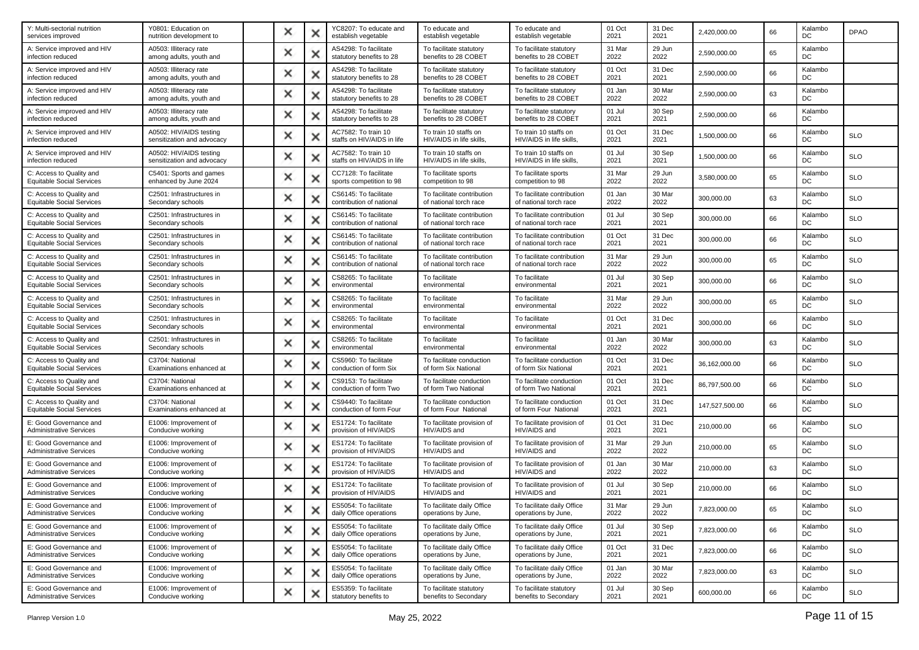| Y: Multi-sectorial nutrition services improved | Y0801: Education on nutrition development to | | × | × | YC8207: To educate and establish vegetable | To educate and establish vegetable | To educate and establish vegetable | 01 Oct 2021 | 31 Dec 2021 | 2,420,000.00 | 66 | Kalambo DC | DPAO |
|---|---|---|---|---|---|---|---|---|---|---|---|---|---|
| A: Service improved and HIV infection reduced | A0503: Illiteracy rate among adults, youth and | | × | × | AS4298: To facilitate statutory benefits to 28 | To facilitate statutory benefits to 28 COBET | To facilitate statutory benefits to 28 COBET | 31 Mar 2022 | 29 Jun 2022 | 2,590,000.00 | 65 | Kalambo DC | |
| A: Service improved and HIV infection reduced | A0503: Illiteracy rate among adults, youth and | | × | × | AS4298: To facilitate statutory benefits to 28 | To facilitate statutory benefits to 28 COBET | To facilitate statutory benefits to 28 COBET | 01 Oct 2021 | 31 Dec 2021 | 2,590,000.00 | 66 | Kalambo DC | |
| A: Service improved and HIV infection reduced | A0503: Illiteracy rate among adults, youth and | | × | × | AS4298: To facilitate statutory benefits to 28 | To facilitate statutory benefits to 28 COBET | To facilitate statutory benefits to 28 COBET | 01 Jan 2022 | 30 Mar 2022 | 2,590,000.00 | 63 | Kalambo DC | |
| A: Service improved and HIV infection reduced | A0503: Illiteracy rate among adults, youth and | | × | × | AS4298: To facilitate statutory benefits to 28 | To facilitate statutory benefits to 28 COBET | To facilitate statutory benefits to 28 COBET | 01 Jul 2021 | 30 Sep 2021 | 2,590,000.00 | 66 | Kalambo DC | |
| A: Service improved and HIV infection reduced | A0502: HIV/AIDS testing sensitization and advocacy | | × | × | AC7582: To train 10 staffs on HIV/AIDS in life | To train 10 staffs on HIV/AIDS in life skills, | To train 10 staffs on HIV/AIDS in life skills, | 01 Oct 2021 | 31 Dec 2021 | 1,500,000.00 | 66 | Kalambo DC | SLO |
| A: Service improved and HIV infection reduced | A0502: HIV/AIDS testing sensitization and advocacy | | × | × | AC7582: To train 10 staffs on HIV/AIDS in life | To train 10 staffs on HIV/AIDS in life skills, | To train 10 staffs on HIV/AIDS in life skills, | 01 Jul 2021 | 30 Sep 2021 | 1,500,000.00 | 66 | Kalambo DC | SLO |
| C: Access to Quality and Equitable Social Services | C5401: Sports and games enhanced by June 2024 | | × | × | CC7128: To facilitate sports competition to 98 | To facilitate sports competition to 98 | To facilitate sports competition to 98 | 31 Mar 2022 | 29 Jun 2022 | 3,580,000.00 | 65 | Kalambo DC | SLO |
| C: Access to Quality and Equitable Social Services | C2501: Infrastructures in Secondary schools | | × | × | CS6145: To facilitate contribution of national | To facilitate contribution of national torch race | To facilitate contribution of national torch race | 01 Jan 2022 | 30 Mar 2022 | 300,000.00 | 63 | Kalambo DC | SLO |
| C: Access to Quality and Equitable Social Services | C2501: Infrastructures in Secondary schools | | × | × | CS6145: To facilitate contribution of national | To facilitate contribution of national torch race | To facilitate contribution of national torch race | 01 Jul 2021 | 30 Sep 2021 | 300,000.00 | 66 | Kalambo DC | SLO |
| C: Access to Quality and Equitable Social Services | C2501: Infrastructures in Secondary schools | | × | × | CS6145: To facilitate contribution of national | To facilitate contribution of national torch race | To facilitate contribution of national torch race | 01 Oct 2021 | 31 Dec 2021 | 300,000.00 | 66 | Kalambo DC | SLO |
| C: Access to Quality and Equitable Social Services | C2501: Infrastructures in Secondary schools | | × | × | CS6145: To facilitate contribution of national | To facilitate contribution of national torch race | To facilitate contribution of national torch race | 31 Mar 2022 | 29 Jun 2022 | 300,000.00 | 65 | Kalambo DC | SLO |
| C: Access to Quality and Equitable Social Services | C2501: Infrastructures in Secondary schools | | × | × | CS8265: To facilitate environmental | To facilitate environmental | To facilitate environmental | 01 Jul 2021 | 30 Sep 2021 | 300,000.00 | 66 | Kalambo DC | SLO |
| C: Access to Quality and Equitable Social Services | C2501: Infrastructures in Secondary schools | | × | × | CS8265: To facilitate environmental | To facilitate environmental | To facilitate environmental | 31 Mar 2022 | 29 Jun 2022 | 300,000.00 | 65 | Kalambo DC | SLO |
| C: Access to Quality and Equitable Social Services | C2501: Infrastructures in Secondary schools | | × | × | CS8265: To facilitate environmental | To facilitate environmental | To facilitate environmental | 01 Oct 2021 | 31 Dec 2021 | 300,000.00 | 66 | Kalambo DC | SLO |
| C: Access to Quality and Equitable Social Services | C2501: Infrastructures in Secondary schools | | × | × | CS8265: To facilitate environmental | To facilitate environmental | To facilitate environmental | 01 Jan 2022 | 30 Mar 2022 | 300,000.00 | 63 | Kalambo DC | SLO |
| C: Access to Quality and Equitable Social Services | C3704: National Examinations enhanced at | | × | × | CS5960: To facilitate conduction of form Six | To facilitate conduction of form Six National | To facilitate conduction of form Six National | 01 Oct 2021 | 31 Dec 2021 | 36,162,000.00 | 66 | Kalambo DC | SLO |
| C: Access to Quality and Equitable Social Services | C3704: National Examinations enhanced at | | × | × | CS9153: To facilitate conduction of form Two | To facilitate conduction of form Two National | To facilitate conduction of form Two National | 01 Oct 2021 | 31 Dec 2021 | 86,797,500.00 | 66 | Kalambo DC | SLO |
| C: Access to Quality and Equitable Social Services | C3704: National Examinations enhanced at | | × | × | CS9440: To facilitate conduction of form Four | To facilitate conduction of form Four National | To facilitate conduction of form Four National | 01 Oct 2021 | 31 Dec 2021 | 147,527,500.00 | 66 | Kalambo DC | SLO |
| E: Good Governance and Administrative Services | E1006: Improvement of Conducive working | | × | × | ES1724: To facilitate provision of HIV/AIDS | To facilitate provision of HIV/AIDS and | To facilitate provision of HIV/AIDS and | 01 Oct 2021 | 31 Dec 2021 | 210,000.00 | 66 | Kalambo DC | SLO |
| E: Good Governance and Administrative Services | E1006: Improvement of Conducive working | | × | × | ES1724: To facilitate provision of HIV/AIDS | To facilitate provision of HIV/AIDS and | To facilitate provision of HIV/AIDS and | 31 Mar 2022 | 29 Jun 2022 | 210,000.00 | 65 | Kalambo DC | SLO |
| E: Good Governance and Administrative Services | E1006: Improvement of Conducive working | | × | × | ES1724: To facilitate provision of HIV/AIDS | To facilitate provision of HIV/AIDS and | To facilitate provision of HIV/AIDS and | 01 Jan 2022 | 30 Mar 2022 | 210,000.00 | 63 | Kalambo DC | SLO |
| E: Good Governance and Administrative Services | E1006: Improvement of Conducive working | | × | × | ES1724: To facilitate provision of HIV/AIDS | To facilitate provision of HIV/AIDS and | To facilitate provision of HIV/AIDS and | 01 Jul 2021 | 30 Sep 2021 | 210,000.00 | 66 | Kalambo DC | SLO |
| E: Good Governance and Administrative Services | E1006: Improvement of Conducive working | | × | × | ES5054: To facilitate daily Office operations | To facilitate daily Office operations by June, | To facilitate daily Office operations by June, | 31 Mar 2022 | 29 Jun 2022 | 7,823,000.00 | 65 | Kalambo DC | SLO |
| E: Good Governance and Administrative Services | E1006: Improvement of Conducive working | | × | × | ES5054: To facilitate daily Office operations | To facilitate daily Office operations by June, | To facilitate daily Office operations by June, | 01 Jul 2021 | 30 Sep 2021 | 7,823,000.00 | 66 | Kalambo DC | SLO |
| E: Good Governance and Administrative Services | E1006: Improvement of Conducive working | | × | × | ES5054: To facilitate daily Office operations | To facilitate daily Office operations by June, | To facilitate daily Office operations by June, | 01 Oct 2021 | 31 Dec 2021 | 7,823,000.00 | 66 | Kalambo DC | SLO |
| E: Good Governance and Administrative Services | E1006: Improvement of Conducive working | | × | × | ES5054: To facilitate daily Office operations | To facilitate daily Office operations by June, | To facilitate daily Office operations by June, | 01 Jan 2022 | 30 Mar 2022 | 7,823,000.00 | 63 | Kalambo DC | SLO |
| E: Good Governance and Administrative Services | E1006: Improvement of Conducive working | | × | × | ES5359: To facilitate statutory benefits to | To facilitate statutory benefits to Secondary | To facilitate statutory benefits to Secondary | 01 Jul 2021 | 30 Sep 2021 | 600,000.00 | 66 | Kalambo DC | SLO |

Planrep Version 1.0 May 25, 2022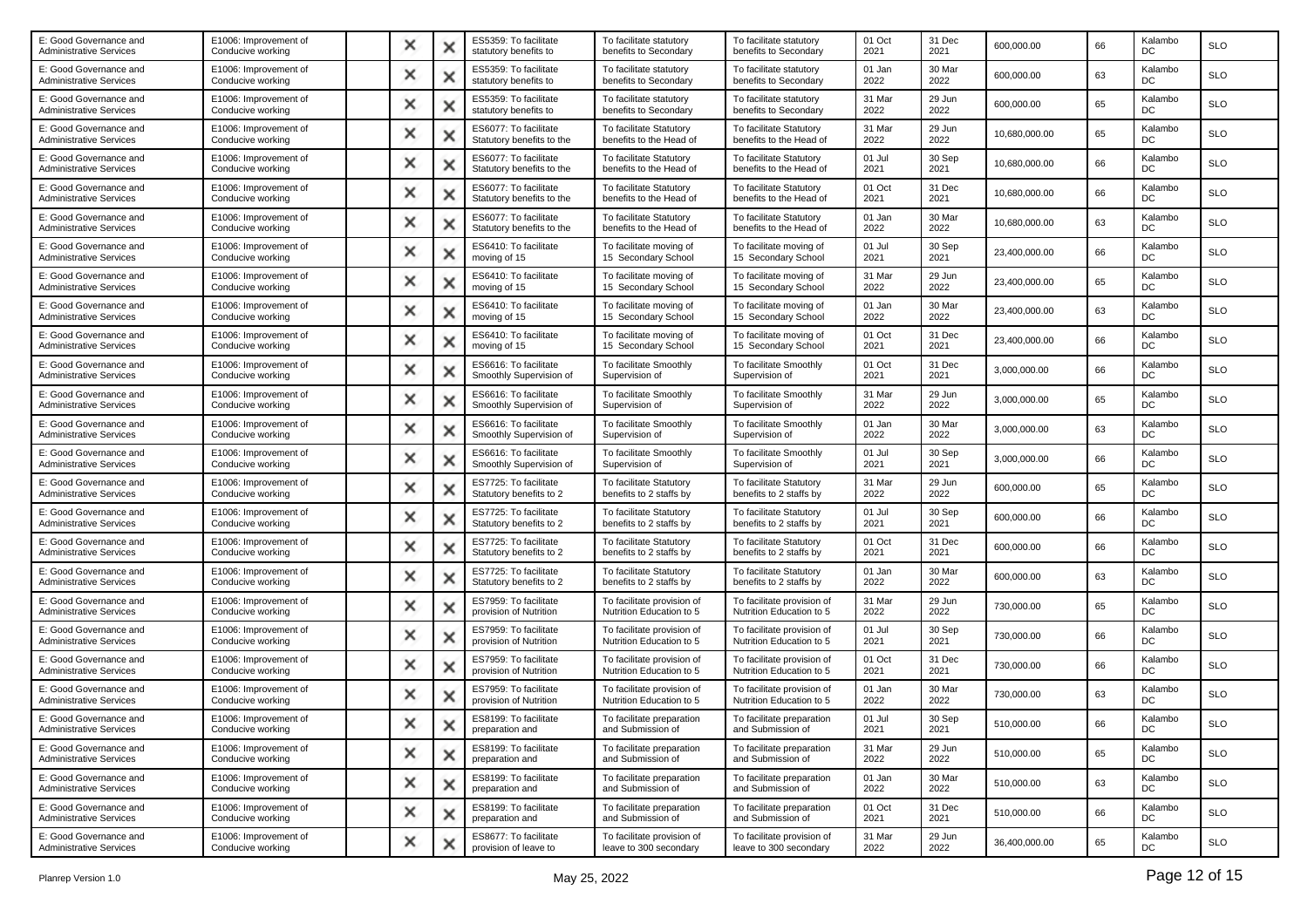| E: Good Governance and Administrative Services | E1006: Improvement of Conducive working | | × | × | ES5359: To facilitate statutory benefits to | To facilitate statutory benefits to Secondary | To facilitate statutory benefits to Secondary | 01 Oct 2021 | 31 Dec 2021 | 600,000.00 | 66 | Kalambo DC | SLO |
|---|---|---|---|---|---|---|---|---|---|---|---|---|---|
| E: Good Governance and Administrative Services | E1006: Improvement of Conducive working | | × | × | ES5359: To facilitate statutory benefits to | To facilitate statutory benefits to Secondary | To facilitate statutory benefits to Secondary | 01 Jan 2022 | 30 Mar 2022 | 600,000.00 | 63 | Kalambo DC | SLO |
| E: Good Governance and Administrative Services | E1006: Improvement of Conducive working | | × | × | ES5359: To facilitate statutory benefits to | To facilitate statutory benefits to Secondary | To facilitate statutory benefits to Secondary | 31 Mar 2022 | 29 Jun 2022 | 600,000.00 | 65 | Kalambo DC | SLO |
| E: Good Governance and Administrative Services | E1006: Improvement of Conducive working | | × | × | ES6077: To facilitate Statutory benefits to the | To facilitate Statutory benefits to the Head of | To facilitate Statutory benefits to the Head of | 31 Mar 2022 | 29 Jun 2022 | 10,680,000.00 | 65 | Kalambo DC | SLO |
| E: Good Governance and Administrative Services | E1006: Improvement of Conducive working | | × | × | ES6077: To facilitate Statutory benefits to the | To facilitate Statutory benefits to the Head of | To facilitate Statutory benefits to the Head of | 01 Jul 2021 | 30 Sep 2021 | 10,680,000.00 | 66 | Kalambo DC | SLO |
| E: Good Governance and Administrative Services | E1006: Improvement of Conducive working | | × | × | ES6077: To facilitate Statutory benefits to the | To facilitate Statutory benefits to the Head of | To facilitate Statutory benefits to the Head of | 01 Oct 2021 | 31 Dec 2021 | 10,680,000.00 | 66 | Kalambo DC | SLO |
| E: Good Governance and Administrative Services | E1006: Improvement of Conducive working | | × | × | ES6077: To facilitate Statutory benefits to the | To facilitate Statutory benefits to the Head of | To facilitate Statutory benefits to the Head of | 01 Jan 2022 | 30 Mar 2022 | 10,680,000.00 | 63 | Kalambo DC | SLO |
| E: Good Governance and Administrative Services | E1006: Improvement of Conducive working | | × | × | ES6410: To facilitate moving of 15 | To facilitate moving of 15 Secondary School | To facilitate moving of 15 Secondary School | 01 Jul 2021 | 30 Sep 2021 | 23,400,000.00 | 66 | Kalambo DC | SLO |
| E: Good Governance and Administrative Services | E1006: Improvement of Conducive working | | × | × | ES6410: To facilitate moving of 15 | To facilitate moving of 15 Secondary School | To facilitate moving of 15 Secondary School | 31 Mar 2022 | 29 Jun 2022 | 23,400,000.00 | 65 | Kalambo DC | SLO |
| E: Good Governance and Administrative Services | E1006: Improvement of Conducive working | | × | × | ES6410: To facilitate moving of 15 | To facilitate moving of 15 Secondary School | To facilitate moving of 15 Secondary School | 01 Jan 2022 | 30 Mar 2022 | 23,400,000.00 | 63 | Kalambo DC | SLO |
| E: Good Governance and Administrative Services | E1006: Improvement of Conducive working | | × | × | ES6410: To facilitate moving of 15 | To facilitate moving of 15 Secondary School | To facilitate moving of 15 Secondary School | 01 Oct 2021 | 31 Dec 2021 | 23,400,000.00 | 66 | Kalambo DC | SLO |
| E: Good Governance and Administrative Services | E1006: Improvement of Conducive working | | × | × | ES6616: To facilitate Smoothly Supervision of | To facilitate Smoothly Supervision of | To facilitate Smoothly Supervision of | 01 Oct 2021 | 31 Dec 2021 | 3,000,000.00 | 66 | Kalambo DC | SLO |
| E: Good Governance and Administrative Services | E1006: Improvement of Conducive working | | × | × | ES6616: To facilitate Smoothly Supervision of | To facilitate Smoothly Supervision of | To facilitate Smoothly Supervision of | 31 Mar 2022 | 29 Jun 2022 | 3,000,000.00 | 65 | Kalambo DC | SLO |
| E: Good Governance and Administrative Services | E1006: Improvement of Conducive working | | × | × | ES6616: To facilitate Smoothly Supervision of | To facilitate Smoothly Supervision of | To facilitate Smoothly Supervision of | 01 Jan 2022 | 30 Mar 2022 | 3,000,000.00 | 63 | Kalambo DC | SLO |
| E: Good Governance and Administrative Services | E1006: Improvement of Conducive working | | × | × | ES6616: To facilitate Smoothly Supervision of | To facilitate Smoothly Supervision of | To facilitate Smoothly Supervision of | 01 Jul 2021 | 30 Sep 2021 | 3,000,000.00 | 66 | Kalambo DC | SLO |
| E: Good Governance and Administrative Services | E1006: Improvement of Conducive working | | × | × | ES7725: To facilitate Statutory benefits to 2 | To facilitate Statutory benefits to 2 staffs by | To facilitate Statutory benefits to 2 staffs by | 31 Mar 2022 | 29 Jun 2022 | 600,000.00 | 65 | Kalambo DC | SLO |
| E: Good Governance and Administrative Services | E1006: Improvement of Conducive working | | × | × | ES7725: To facilitate Statutory benefits to 2 | To facilitate Statutory benefits to 2 staffs by | To facilitate Statutory benefits to 2 staffs by | 01 Jul 2021 | 30 Sep 2021 | 600,000.00 | 66 | Kalambo DC | SLO |
| E: Good Governance and Administrative Services | E1006: Improvement of Conducive working | | × | × | ES7725: To facilitate Statutory benefits to 2 | To facilitate Statutory benefits to 2 staffs by | To facilitate Statutory benefits to 2 staffs by | 01 Oct 2021 | 31 Dec 2021 | 600,000.00 | 66 | Kalambo DC | SLO |
| E: Good Governance and Administrative Services | E1006: Improvement of Conducive working | | × | × | ES7725: To facilitate Statutory benefits to 2 | To facilitate Statutory benefits to 2 staffs by | To facilitate Statutory benefits to 2 staffs by | 01 Jan 2022 | 30 Mar 2022 | 600,000.00 | 63 | Kalambo DC | SLO |
| E: Good Governance and Administrative Services | E1006: Improvement of Conducive working | | × | × | ES7959: To facilitate provision of Nutrition | To facilitate provision of Nutrition Education to 5 | To facilitate provision of Nutrition Education to 5 | 31 Mar 2022 | 29 Jun 2022 | 730,000.00 | 65 | Kalambo DC | SLO |
| E: Good Governance and Administrative Services | E1006: Improvement of Conducive working | | × | × | ES7959: To facilitate provision of Nutrition | To facilitate provision of Nutrition Education to 5 | To facilitate provision of Nutrition Education to 5 | 01 Jul 2021 | 30 Sep 2021 | 730,000.00 | 66 | Kalambo DC | SLO |
| E: Good Governance and Administrative Services | E1006: Improvement of Conducive working | | × | × | ES7959: To facilitate provision of Nutrition | To facilitate provision of Nutrition Education to 5 | To facilitate provision of Nutrition Education to 5 | 01 Oct 2021 | 31 Dec 2021 | 730,000.00 | 66 | Kalambo DC | SLO |
| E: Good Governance and Administrative Services | E1006: Improvement of Conducive working | | × | × | ES7959: To facilitate provision of Nutrition | To facilitate provision of Nutrition Education to 5 | To facilitate provision of Nutrition Education to 5 | 01 Jan 2022 | 30 Mar 2022 | 730,000.00 | 63 | Kalambo DC | SLO |
| E: Good Governance and Administrative Services | E1006: Improvement of Conducive working | | × | × | ES8199: To facilitate preparation and | To facilitate preparation and Submission of | To facilitate preparation and Submission of | 01 Jul 2021 | 30 Sep 2021 | 510,000.00 | 66 | Kalambo DC | SLO |
| E: Good Governance and Administrative Services | E1006: Improvement of Conducive working | | × | × | ES8199: To facilitate preparation and | To facilitate preparation and Submission of | To facilitate preparation and Submission of | 31 Mar 2022 | 29 Jun 2022 | 510,000.00 | 65 | Kalambo DC | SLO |
| E: Good Governance and Administrative Services | E1006: Improvement of Conducive working | | × | × | ES8199: To facilitate preparation and | To facilitate preparation and Submission of | To facilitate preparation and Submission of | 01 Jan 2022 | 30 Mar 2022 | 510,000.00 | 63 | Kalambo DC | SLO |
| E: Good Governance and Administrative Services | E1006: Improvement of Conducive working | | × | × | ES8199: To facilitate preparation and | To facilitate preparation and Submission of | To facilitate preparation and Submission of | 01 Oct 2021 | 31 Dec 2021 | 510,000.00 | 66 | Kalambo DC | SLO |
| E: Good Governance and Administrative Services | E1006: Improvement of Conducive working | | × | × | ES8677: To facilitate provision of leave to | To facilitate provision of leave to 300 secondary | To facilitate provision of leave to 300 secondary | 31 Mar 2022 | 29 Jun 2022 | 36,400,000.00 | 65 | Kalambo DC | SLO |

Planrep Version 1.0 May 25, 2022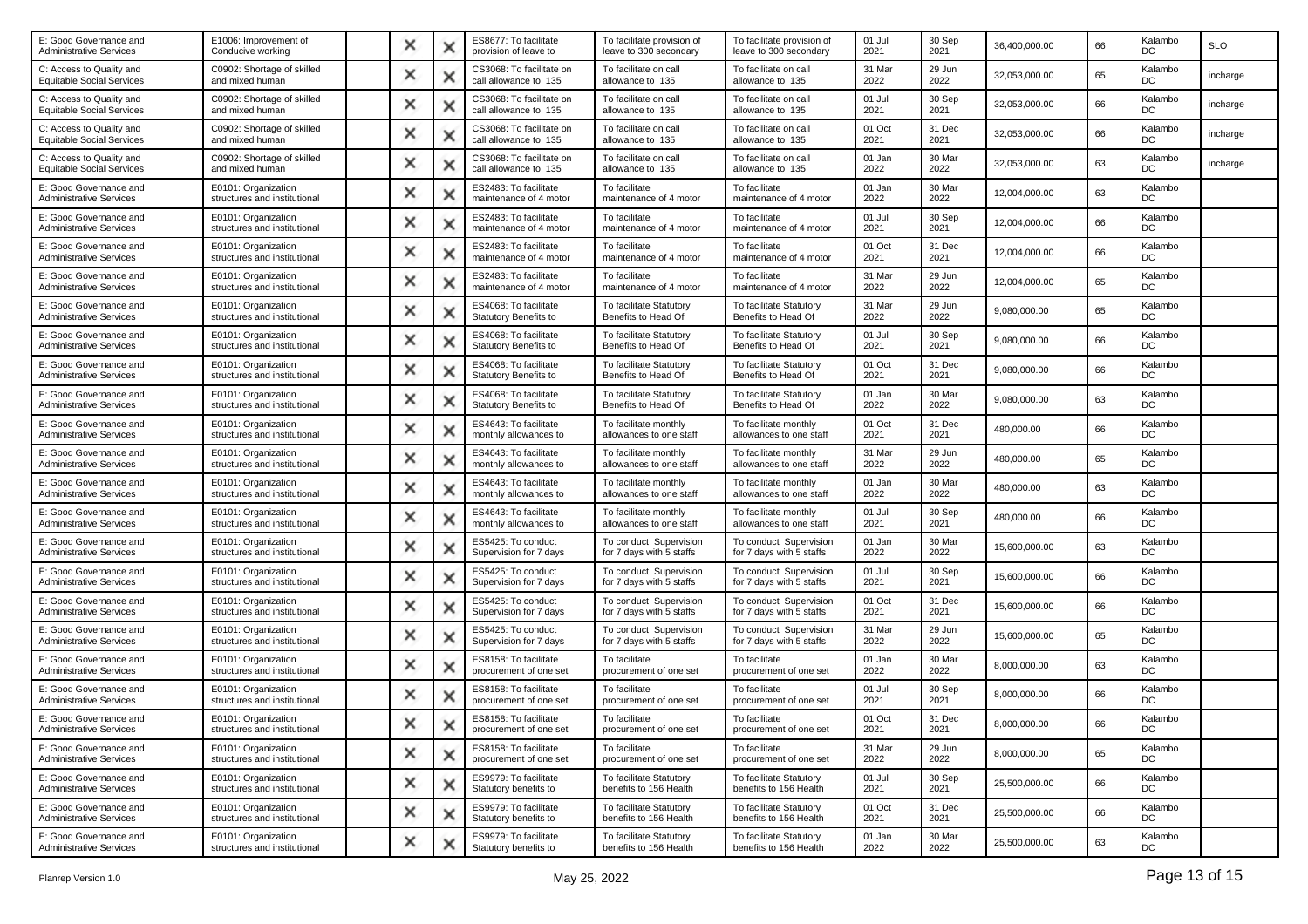| | | | | | | | | | | | | | |
|---|---|---|---|---|---|---|---|---|---|---|---|---|---|
| E: Good Governance and Administrative Services | E1006: Improvement of Conducive working | | × | × | ES8677: To facilitate provision of leave to | To facilitate provision of leave to 300 secondary | To facilitate provision of leave to 300 secondary | 01 Jul 2021 | 30 Sep 2021 | 36,400,000.00 | 66 | Kalambo DC | SLO |
| C: Access to Quality and Equitable Social Services | C0902: Shortage of skilled and mixed human | | × | × | CS3068: To facilitate on call allowance to 135 | To facilitate on call allowance to 135 | To facilitate on call allowance to 135 | 31 Mar 2022 | 29 Jun 2022 | 32,053,000.00 | 65 | Kalambo DC | incharge |
| C: Access to Quality and Equitable Social Services | C0902: Shortage of skilled and mixed human | | × | × | CS3068: To facilitate on call allowance to 135 | To facilitate on call allowance to 135 | To facilitate on call allowance to 135 | 01 Jul 2021 | 30 Sep 2021 | 32,053,000.00 | 66 | Kalambo DC | incharge |
| C: Access to Quality and Equitable Social Services | C0902: Shortage of skilled and mixed human | | × | × | CS3068: To facilitate on call allowance to 135 | To facilitate on call allowance to 135 | To facilitate on call allowance to 135 | 01 Oct 2021 | 31 Dec 2021 | 32,053,000.00 | 66 | Kalambo DC | incharge |
| C: Access to Quality and Equitable Social Services | C0902: Shortage of skilled and mixed human | | × | × | CS3068: To facilitate on call allowance to 135 | To facilitate on call allowance to 135 | To facilitate on call allowance to 135 | 01 Jan 2022 | 30 Mar 2022 | 32,053,000.00 | 63 | Kalambo DC | incharge |
| E: Good Governance and Administrative Services | E0101: Organization structures and institutional | | × | × | ES2483: To facilitate maintenance of 4 motor | To facilitate maintenance of 4 motor | To facilitate maintenance of 4 motor | 01 Jan 2022 | 30 Mar 2022 | 12,004,000.00 | 63 | Kalambo DC | |
| E: Good Governance and Administrative Services | E0101: Organization structures and institutional | | × | × | ES2483: To facilitate maintenance of 4 motor | To facilitate maintenance of 4 motor | To facilitate maintenance of 4 motor | 01 Jul 2021 | 30 Sep 2021 | 12,004,000.00 | 66 | Kalambo DC | |
| E: Good Governance and Administrative Services | E0101: Organization structures and institutional | | × | × | ES2483: To facilitate maintenance of 4 motor | To facilitate maintenance of 4 motor | To facilitate maintenance of 4 motor | 01 Oct 2021 | 31 Dec 2021 | 12,004,000.00 | 66 | Kalambo DC | |
| E: Good Governance and Administrative Services | E0101: Organization structures and institutional | | × | × | ES2483: To facilitate maintenance of 4 motor | To facilitate maintenance of 4 motor | To facilitate maintenance of 4 motor | 31 Mar 2022 | 29 Jun 2022 | 12,004,000.00 | 65 | Kalambo DC | |
| E: Good Governance and Administrative Services | E0101: Organization structures and institutional | | × | × | ES4068: To facilitate Statutory Benefits to | To facilitate Statutory Benefits to Head Of | To facilitate Statutory Benefits to Head Of | 31 Mar 2022 | 29 Jun 2022 | 9,080,000.00 | 65 | Kalambo DC | |
| E: Good Governance and Administrative Services | E0101: Organization structures and institutional | | × | × | ES4068: To facilitate Statutory Benefits to | To facilitate Statutory Benefits to Head Of | To facilitate Statutory Benefits to Head Of | 01 Jul 2021 | 30 Sep 2021 | 9,080,000.00 | 66 | Kalambo DC | |
| E: Good Governance and Administrative Services | E0101: Organization structures and institutional | | × | × | ES4068: To facilitate Statutory Benefits to | To facilitate Statutory Benefits to Head Of | To facilitate Statutory Benefits to Head Of | 01 Oct 2021 | 31 Dec 2021 | 9,080,000.00 | 66 | Kalambo DC | |
| E: Good Governance and Administrative Services | E0101: Organization structures and institutional | | × | × | ES4068: To facilitate Statutory Benefits to | To facilitate Statutory Benefits to Head Of | To facilitate Statutory Benefits to Head Of | 01 Jan 2022 | 30 Mar 2022 | 9,080,000.00 | 63 | Kalambo DC | |
| E: Good Governance and Administrative Services | E0101: Organization structures and institutional | | × | × | ES4643: To facilitate monthly allowances to | To facilitate monthly allowances to one staff | To facilitate monthly allowances to one staff | 01 Oct 2021 | 31 Dec 2021 | 480,000.00 | 66 | Kalambo DC | |
| E: Good Governance and Administrative Services | E0101: Organization structures and institutional | | × | × | ES4643: To facilitate monthly allowances to | To facilitate monthly allowances to one staff | To facilitate monthly allowances to one staff | 31 Mar 2022 | 29 Jun 2022 | 480,000.00 | 65 | Kalambo DC | |
| E: Good Governance and Administrative Services | E0101: Organization structures and institutional | | × | × | ES4643: To facilitate monthly allowances to | To facilitate monthly allowances to one staff | To facilitate monthly allowances to one staff | 01 Jan 2022 | 30 Mar 2022 | 480,000.00 | 63 | Kalambo DC | |
| E: Good Governance and Administrative Services | E0101: Organization structures and institutional | | × | × | ES4643: To facilitate monthly allowances to | To facilitate monthly allowances to one staff | To facilitate monthly allowances to one staff | 01 Jul 2021 | 30 Sep 2021 | 480,000.00 | 66 | Kalambo DC | |
| E: Good Governance and Administrative Services | E0101: Organization structures and institutional | | × | × | ES5425: To conduct Supervision for 7 days | To conduct Supervision for 7 days with 5 staffs | To conduct Supervision for 7 days with 5 staffs | 01 Jan 2022 | 30 Mar 2022 | 15,600,000.00 | 63 | Kalambo DC | |
| E: Good Governance and Administrative Services | E0101: Organization structures and institutional | | × | × | ES5425: To conduct Supervision for 7 days | To conduct Supervision for 7 days with 5 staffs | To conduct Supervision for 7 days with 5 staffs | 01 Jul 2021 | 30 Sep 2021 | 15,600,000.00 | 66 | Kalambo DC | |
| E: Good Governance and Administrative Services | E0101: Organization structures and institutional | | × | × | ES5425: To conduct Supervision for 7 days | To conduct Supervision for 7 days with 5 staffs | To conduct Supervision for 7 days with 5 staffs | 01 Oct 2021 | 31 Dec 2021 | 15,600,000.00 | 66 | Kalambo DC | |
| E: Good Governance and Administrative Services | E0101: Organization structures and institutional | | × | × | ES5425: To conduct Supervision for 7 days | To conduct Supervision for 7 days with 5 staffs | To conduct Supervision for 7 days with 5 staffs | 31 Mar 2022 | 29 Jun 2022 | 15,600,000.00 | 65 | Kalambo DC | |
| E: Good Governance and Administrative Services | E0101: Organization structures and institutional | | × | × | ES8158: To facilitate procurement of one set | To facilitate procurement of one set | To facilitate procurement of one set | 01 Jan 2022 | 30 Mar 2022 | 8,000,000.00 | 63 | Kalambo DC | |
| E: Good Governance and Administrative Services | E0101: Organization structures and institutional | | × | × | ES8158: To facilitate procurement of one set | To facilitate procurement of one set | To facilitate procurement of one set | 01 Jul 2021 | 30 Sep 2021 | 8,000,000.00 | 66 | Kalambo DC | |
| E: Good Governance and Administrative Services | E0101: Organization structures and institutional | | × | × | ES8158: To facilitate procurement of one set | To facilitate procurement of one set | To facilitate procurement of one set | 01 Oct 2021 | 31 Dec 2021 | 8,000,000.00 | 66 | Kalambo DC | |
| E: Good Governance and Administrative Services | E0101: Organization structures and institutional | | × | × | ES8158: To facilitate procurement of one set | To facilitate procurement of one set | To facilitate procurement of one set | 31 Mar 2022 | 29 Jun 2022 | 8,000,000.00 | 65 | Kalambo DC | |
| E: Good Governance and Administrative Services | E0101: Organization structures and institutional | | × | × | ES9979: To facilitate Statutory benefits to | To facilitate Statutory benefits to 156 Health | To facilitate Statutory benefits to 156 Health | 01 Jul 2021 | 30 Sep 2021 | 25,500,000.00 | 66 | Kalambo DC | |
| E: Good Governance and Administrative Services | E0101: Organization structures and institutional | | × | × | ES9979: To facilitate Statutory benefits to | To facilitate Statutory benefits to 156 Health | To facilitate Statutory benefits to 156 Health | 01 Oct 2021 | 31 Dec 2021 | 25,500,000.00 | 66 | Kalambo DC | |
| E: Good Governance and Administrative Services | E0101: Organization structures and institutional | | × | × | ES9979: To facilitate Statutory benefits to | To facilitate Statutory benefits to 156 Health | To facilitate Statutory benefits to 156 Health | 01 Jan 2022 | 30 Mar 2022 | 25,500,000.00 | 63 | Kalambo DC | |

Planrep Version 1.0 May 25, 2022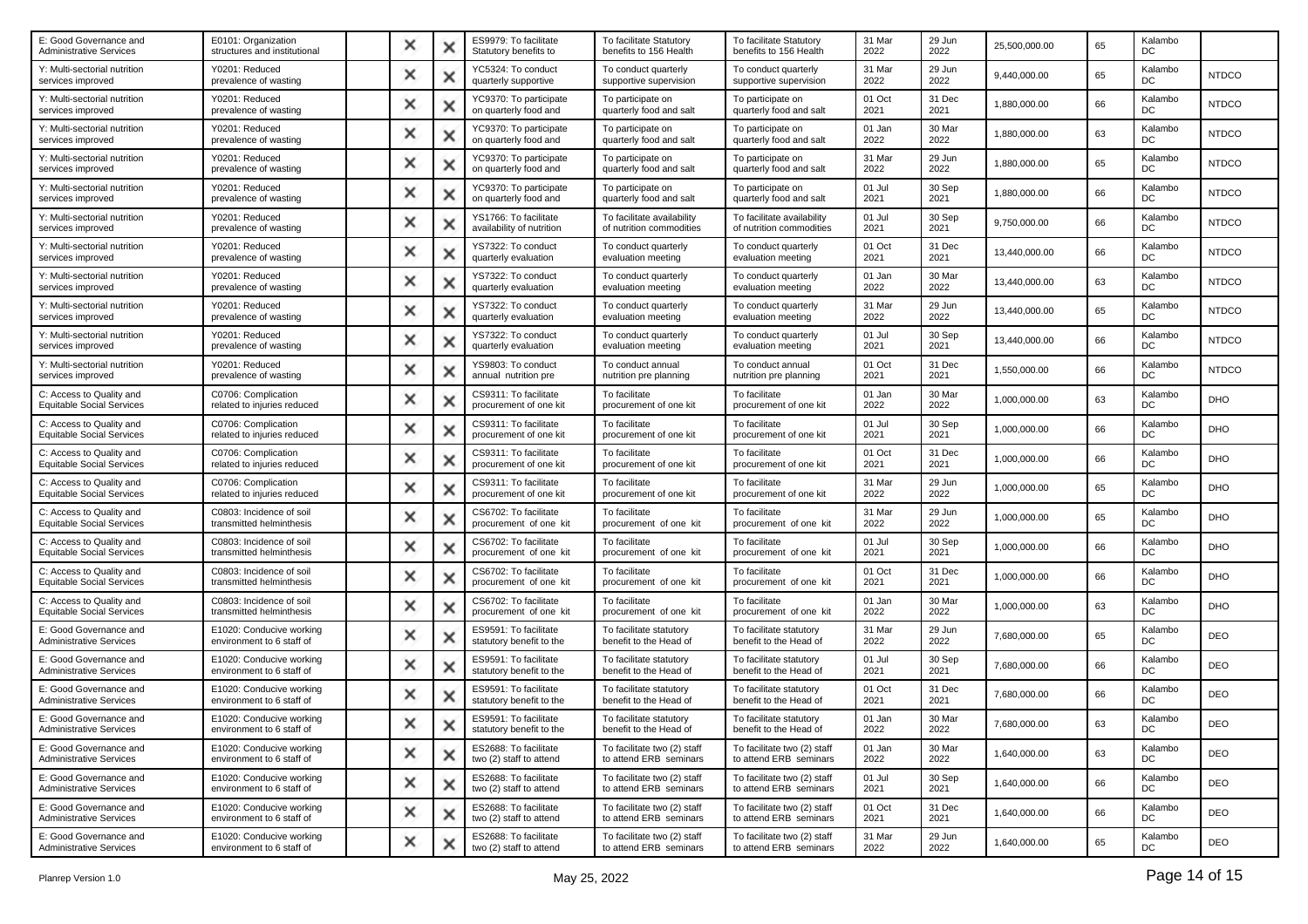| | | | | | | | | | | | | | |
|---|---|---|---|---|---|---|---|---|---|---|---|---|---|
| E: Good Governance and Administrative Services | E0101: Organization structures and institutional | | ✕ | ✕ | ES9979: To facilitate Statutory benefits to | To facilitate Statutory benefits to 156 Health | To facilitate Statutory benefits to 156 Health | 31 Mar 2022 | 29 Jun 2022 | 25,500,000.00 | 65 | Kalambo DC | |
| Y: Multi-sectorial nutrition services improved | Y0201: Reduced prevalence of wasting | | ✕ | ✕ | YC5324: To conduct quarterly supportive | To conduct quarterly supportive supervision | To conduct quarterly supportive supervision | 31 Mar 2022 | 29 Jun 2022 | 9,440,000.00 | 65 | Kalambo DC | NTDCO |
| Y: Multi-sectorial nutrition services improved | Y0201: Reduced prevalence of wasting | | ✕ | ✕ | YC9370: To participate on quarterly food and | To participate on quarterly food and salt | To participate on quarterly food and salt | 01 Oct 2021 | 31 Dec 2021 | 1,880,000.00 | 66 | Kalambo DC | NTDCO |
| Y: Multi-sectorial nutrition services improved | Y0201: Reduced prevalence of wasting | | ✕ | ✕ | YC9370: To participate on quarterly food and | To participate on quarterly food and salt | To participate on quarterly food and salt | 01 Jan 2022 | 30 Mar 2022 | 1,880,000.00 | 63 | Kalambo DC | NTDCO |
| Y: Multi-sectorial nutrition services improved | Y0201: Reduced prevalence of wasting | | ✕ | ✕ | YC9370: To participate on quarterly food and | To participate on quarterly food and salt | To participate on quarterly food and salt | 31 Mar 2022 | 29 Jun 2022 | 1,880,000.00 | 65 | Kalambo DC | NTDCO |
| Y: Multi-sectorial nutrition services improved | Y0201: Reduced prevalence of wasting | | ✕ | ✕ | YC9370: To participate on quarterly food and | To participate on quarterly food and salt | To participate on quarterly food and salt | 01 Jul 2021 | 30 Sep 2021 | 1,880,000.00 | 66 | Kalambo DC | NTDCO |
| Y: Multi-sectorial nutrition services improved | Y0201: Reduced prevalence of wasting | | ✕ | ✕ | YS1766: To facilitate availability of nutrition | To facilitate availability of nutrition commodities | To facilitate availability of nutrition commodities | 01 Jul 2021 | 30 Sep 2021 | 9,750,000.00 | 66 | Kalambo DC | NTDCO |
| Y: Multi-sectorial nutrition services improved | Y0201: Reduced prevalence of wasting | | ✕ | ✕ | YS7322: To conduct quarterly evaluation | To conduct quarterly evaluation meeting | To conduct quarterly evaluation meeting | 01 Oct 2021 | 31 Dec 2021 | 13,440,000.00 | 66 | Kalambo DC | NTDCO |
| Y: Multi-sectorial nutrition services improved | Y0201: Reduced prevalence of wasting | | ✕ | ✕ | YS7322: To conduct quarterly evaluation | To conduct quarterly evaluation meeting | To conduct quarterly evaluation meeting | 01 Jan 2022 | 30 Mar 2022 | 13,440,000.00 | 63 | Kalambo DC | NTDCO |
| Y: Multi-sectorial nutrition services improved | Y0201: Reduced prevalence of wasting | | ✕ | ✕ | YS7322: To conduct quarterly evaluation | To conduct quarterly evaluation meeting | To conduct quarterly evaluation meeting | 31 Mar 2022 | 29 Jun 2022 | 13,440,000.00 | 65 | Kalambo DC | NTDCO |
| Y: Multi-sectorial nutrition services improved | Y0201: Reduced prevalence of wasting | | ✕ | ✕ | YS7322: To conduct quarterly evaluation | To conduct quarterly evaluation meeting | To conduct quarterly evaluation meeting | 01 Jul 2021 | 30 Sep 2021 | 13,440,000.00 | 66 | Kalambo DC | NTDCO |
| Y: Multi-sectorial nutrition services improved | Y0201: Reduced prevalence of wasting | | ✕ | ✕ | YS9803: To conduct annual nutrition pre | To conduct annual nutrition pre planning | To conduct annual nutrition pre planning | 01 Oct 2021 | 31 Dec 2021 | 1,550,000.00 | 66 | Kalambo DC | NTDCO |
| C: Access to Quality and Equitable Social Services | C0706: Complication related to injuries reduced | | ✕ | ✕ | CS9311: To facilitate procurement of one kit | To facilitate procurement of one kit | To facilitate procurement of one kit | 01 Jan 2022 | 30 Mar 2022 | 1,000,000.00 | 63 | Kalambo DC | DHO |
| C: Access to Quality and Equitable Social Services | C0706: Complication related to injuries reduced | | ✕ | ✕ | CS9311: To facilitate procurement of one kit | To facilitate procurement of one kit | To facilitate procurement of one kit | 01 Jul 2021 | 30 Sep 2021 | 1,000,000.00 | 66 | Kalambo DC | DHO |
| C: Access to Quality and Equitable Social Services | C0706: Complication related to injuries reduced | | ✕ | ✕ | CS9311: To facilitate procurement of one kit | To facilitate procurement of one kit | To facilitate procurement of one kit | 01 Oct 2021 | 31 Dec 2021 | 1,000,000.00 | 66 | Kalambo DC | DHO |
| C: Access to Quality and Equitable Social Services | C0706: Complication related to injuries reduced | | ✕ | ✕ | CS9311: To facilitate procurement of one kit | To facilitate procurement of one kit | To facilitate procurement of one kit | 31 Mar 2022 | 29 Jun 2022 | 1,000,000.00 | 65 | Kalambo DC | DHO |
| C: Access to Quality and Equitable Social Services | C0803: Incidence of soil transmitted helminthesis | | ✕ | ✕ | CS6702: To facilitate procurement of one kit | To facilitate procurement of one kit | To facilitate procurement of one kit | 31 Mar 2022 | 29 Jun 2022 | 1,000,000.00 | 65 | Kalambo DC | DHO |
| C: Access to Quality and Equitable Social Services | C0803: Incidence of soil transmitted helminthesis | | ✕ | ✕ | CS6702: To facilitate procurement of one kit | To facilitate procurement of one kit | To facilitate procurement of one kit | 01 Jul 2021 | 30 Sep 2021 | 1,000,000.00 | 66 | Kalambo DC | DHO |
| C: Access to Quality and Equitable Social Services | C0803: Incidence of soil transmitted helminthesis | | ✕ | ✕ | CS6702: To facilitate procurement of one kit | To facilitate procurement of one kit | To facilitate procurement of one kit | 01 Oct 2021 | 31 Dec 2021 | 1,000,000.00 | 66 | Kalambo DC | DHO |
| C: Access to Quality and Equitable Social Services | C0803: Incidence of soil transmitted helminthesis | | ✕ | ✕ | CS6702: To facilitate procurement of one kit | To facilitate procurement of one kit | To facilitate procurement of one kit | 01 Jan 2022 | 30 Mar 2022 | 1,000,000.00 | 63 | Kalambo DC | DHO |
| E: Good Governance and Administrative Services | E1020: Conducive working environment to 6 staff of | | ✕ | ✕ | ES9591: To facilitate statutory benefit to the | To facilitate statutory benefit to the Head of | To facilitate statutory benefit to the Head of | 31 Mar 2022 | 29 Jun 2022 | 7,680,000.00 | 65 | Kalambo DC | DEO |
| E: Good Governance and Administrative Services | E1020: Conducive working environment to 6 staff of | | ✕ | ✕ | ES9591: To facilitate statutory benefit to the | To facilitate statutory benefit to the Head of | To facilitate statutory benefit to the Head of | 01 Jul 2021 | 30 Sep 2021 | 7,680,000.00 | 66 | Kalambo DC | DEO |
| E: Good Governance and Administrative Services | E1020: Conducive working environment to 6 staff of | | ✕ | ✕ | ES9591: To facilitate statutory benefit to the | To facilitate statutory benefit to the Head of | To facilitate statutory benefit to the Head of | 01 Oct 2021 | 31 Dec 2021 | 7,680,000.00 | 66 | Kalambo DC | DEO |
| E: Good Governance and Administrative Services | E1020: Conducive working environment to 6 staff of | | ✕ | ✕ | ES9591: To facilitate statutory benefit to the | To facilitate statutory benefit to the Head of | To facilitate statutory benefit to the Head of | 01 Jan 2022 | 30 Mar 2022 | 7,680,000.00 | 63 | Kalambo DC | DEO |
| E: Good Governance and Administrative Services | E1020: Conducive working environment to 6 staff of | | ✕ | ✕ | ES2688: To facilitate two (2) staff to attend | To facilitate two (2) staff to attend ERB seminars | To facilitate two (2) staff to attend ERB seminars | 01 Jan 2022 | 30 Mar 2022 | 1,640,000.00 | 63 | Kalambo DC | DEO |
| E: Good Governance and Administrative Services | E1020: Conducive working environment to 6 staff of | | ✕ | ✕ | ES2688: To facilitate two (2) staff to attend | To facilitate two (2) staff to attend ERB seminars | To facilitate two (2) staff to attend ERB seminars | 01 Jul 2021 | 30 Sep 2021 | 1,640,000.00 | 66 | Kalambo DC | DEO |
| E: Good Governance and Administrative Services | E1020: Conducive working environment to 6 staff of | | ✕ | ✕ | ES2688: To facilitate two (2) staff to attend | To facilitate two (2) staff to attend ERB seminars | To facilitate two (2) staff to attend ERB seminars | 01 Oct 2021 | 31 Dec 2021 | 1,640,000.00 | 66 | Kalambo DC | DEO |
| E: Good Governance and Administrative Services | E1020: Conducive working environment to 6 staff of | | ✕ | ✕ | ES2688: To facilitate two (2) staff to attend | To facilitate two (2) staff to attend ERB seminars | To facilitate two (2) staff to attend ERB seminars | 31 Mar 2022 | 29 Jun 2022 | 1,640,000.00 | 65 | Kalambo DC | DEO |

Planrep Version 1.0 May 25, 2022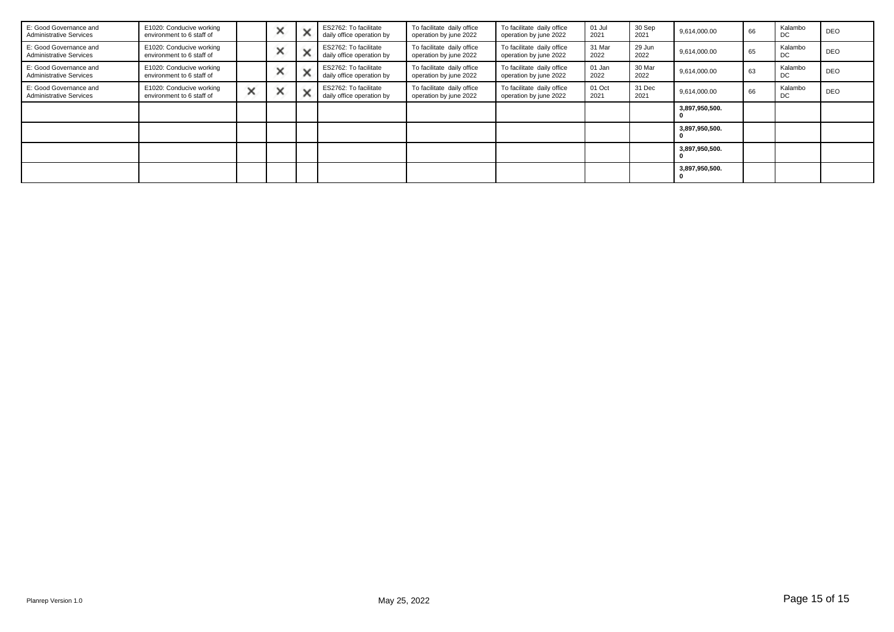| | | | | | | | | | | | | | |
|---|---|---|---|---|---|---|---|---|---|---|---|---|---|
| E: Good Governance and Administrative Services | E1020: Conducive working environment to 6 staff of | | ✕ | ✕ | ES2762: To facilitate daily office operation by | To facilitate daily office operation by june 2022 | To facilitate daily office operation by june 2022 | 01 Jul 2021 | 30 Sep 2021 | 9,614,000.00 | 66 | Kalambo DC | DEO |
| E: Good Governance and Administrative Services | E1020: Conducive working environment to 6 staff of | | ✕ | ✕ | ES2762: To facilitate daily office operation by | To facilitate daily office operation by june 2022 | To facilitate daily office operation by june 2022 | 31 Mar 2022 | 29 Jun 2022 | 9,614,000.00 | 65 | Kalambo DC | DEO |
| E: Good Governance and Administrative Services | E1020: Conducive working environment to 6 staff of | | ✕ | ✕ | ES2762: To facilitate daily office operation by | To facilitate daily office operation by june 2022 | To facilitate daily office operation by june 2022 | 01 Jan 2022 | 30 Mar 2022 | 9,614,000.00 | 63 | Kalambo DC | DEO |
| E: Good Governance and Administrative Services | E1020: Conducive working environment to 6 staff of | ✕ | ✕ | ✕ | ES2762: To facilitate daily office operation by | To facilitate daily office operation by june 2022 | To facilitate daily office operation by june 2022 | 01 Oct 2021 | 31 Dec 2021 | 9,614,000.00 | 66 | Kalambo DC | DEO |
| | | | | | | | | | | **3,897,950,500.0** | | | |
| | | | | | | | | | | **3,897,950,500.0** | | | |
| | | | | | | | | | | **3,897,950,500.0** | | | |
| | | | | | | | | | | **3,897,950,500.0** | | | |

Planrep Version 1.0

May 25, 2022